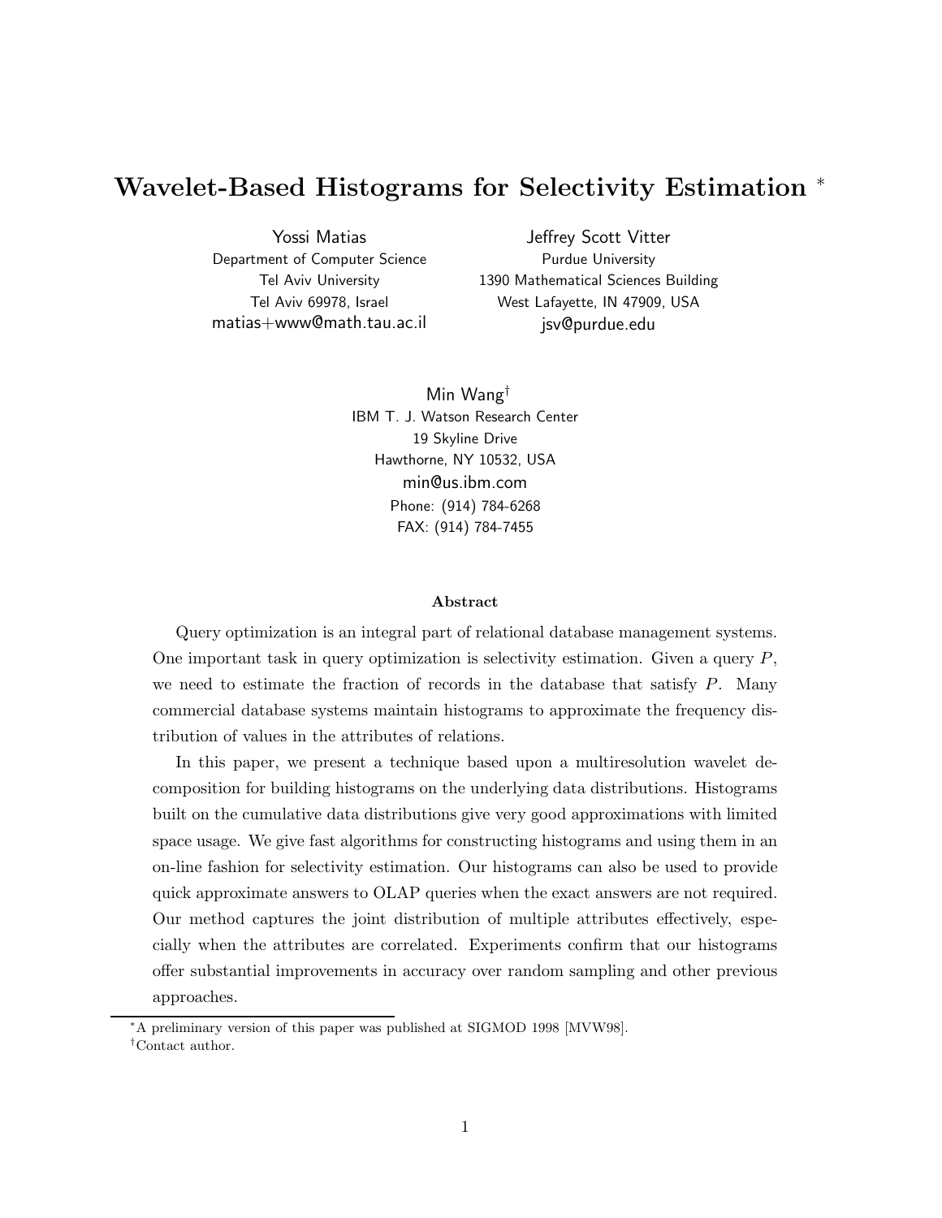# Wavelet-Based Histograms for Selectivity Estimation [*]

Yossi Matias
Department of Computer Science
Tel Aviv University
Tel Aviv 69978, Israel
matias+www@math.tau.ac.il

Jeffrey Scott Vitter
Purdue University
1390 Mathematical Sciences Building
West Lafayette, IN 47909, USA
jsv@purdue.edu

Min Wang[†]
IBM T. J. Watson Research Center
19 Skyline Drive
Hawthorne, NY 10532, USA
min@us.ibm.com
Phone: (914) 784-6268
FAX: (914) 784-7455

### Abstract

Query optimization is an integral part of relational database management systems. One important task in query optimization is selectivity estimation. Given a query $P$, we need to estimate the fraction of records in the database that satisfy $P$. Many commercial database systems maintain histograms to approximate the frequency distribution of values in the attributes of relations.

In this paper, we present a technique based upon a multiresolution wavelet decomposition for building histograms on the underlying data distributions. Histograms built on the cumulative data distributions give very good approximations with limited space usage. We give fast algorithms for constructing histograms and using them in an on-line fashion for selectivity estimation. Our histograms can also be used to provide quick approximate answers to OLAP queries when the exact answers are not required. Our method captures the joint distribution of multiple attributes effectively, especially when the attributes are correlated. Experiments confirm that our histograms offer substantial improvements in accuracy over random sampling and other previous approaches.

---

[*] A preliminary version of this paper was published at SIGMOD 1998 [MVW98].

[†] Contact author.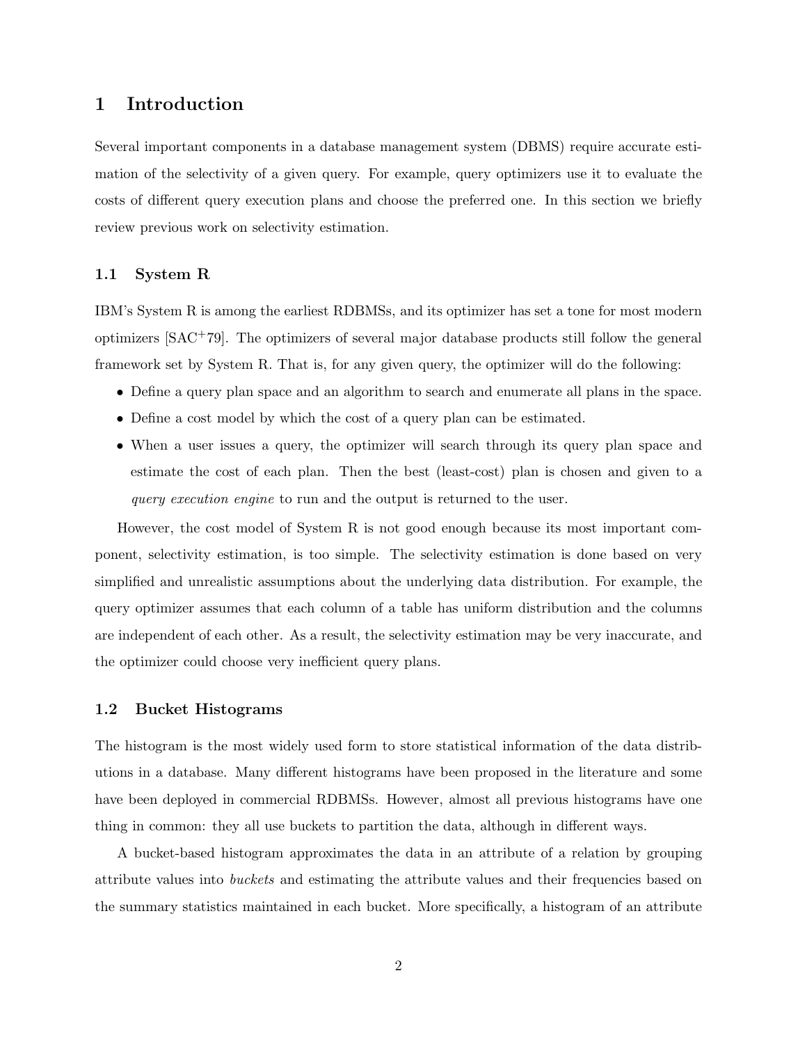# 1 Introduction

Several important components in a database management system (DBMS) require accurate estimation of the selectivity of a given query. For example, query optimizers use it to evaluate the costs of different query execution plans and choose the preferred one. In this section we briefly review previous work on selectivity estimation.

## 1.1 System R

IBM's System R is among the earliest RDBMSs, and its optimizer has set a tone for most modern optimizers [SAC+79]. The optimizers of several major database products still follow the general framework set by System R. That is, for any given query, the optimizer will do the following:

- Define a query plan space and an algorithm to search and enumerate all plans in the space.
- Define a cost model by which the cost of a query plan can be estimated.
- When a user issues a query, the optimizer will search through its query plan space and estimate the cost of each plan. Then the best (least-cost) plan is chosen and given to a *query execution engine* to run and the output is returned to the user.

However, the cost model of System R is not good enough because its most important component, selectivity estimation, is too simple. The selectivity estimation is done based on very simplified and unrealistic assumptions about the underlying data distribution. For example, the query optimizer assumes that each column of a table has uniform distribution and the columns are independent of each other. As a result, the selectivity estimation may be very inaccurate, and the optimizer could choose very inefficient query plans.

## 1.2 Bucket Histograms

The histogram is the most widely used form to store statistical information of the data distributions in a database. Many different histograms have been proposed in the literature and some have been deployed in commercial RDBMSs. However, almost all previous histograms have one thing in common: they all use buckets to partition the data, although in different ways.

A bucket-based histogram approximates the data in an attribute of a relation by grouping attribute values into *buckets* and estimating the attribute values and their frequencies based on the summary statistics maintained in each bucket. More specifically, a histogram of an attribute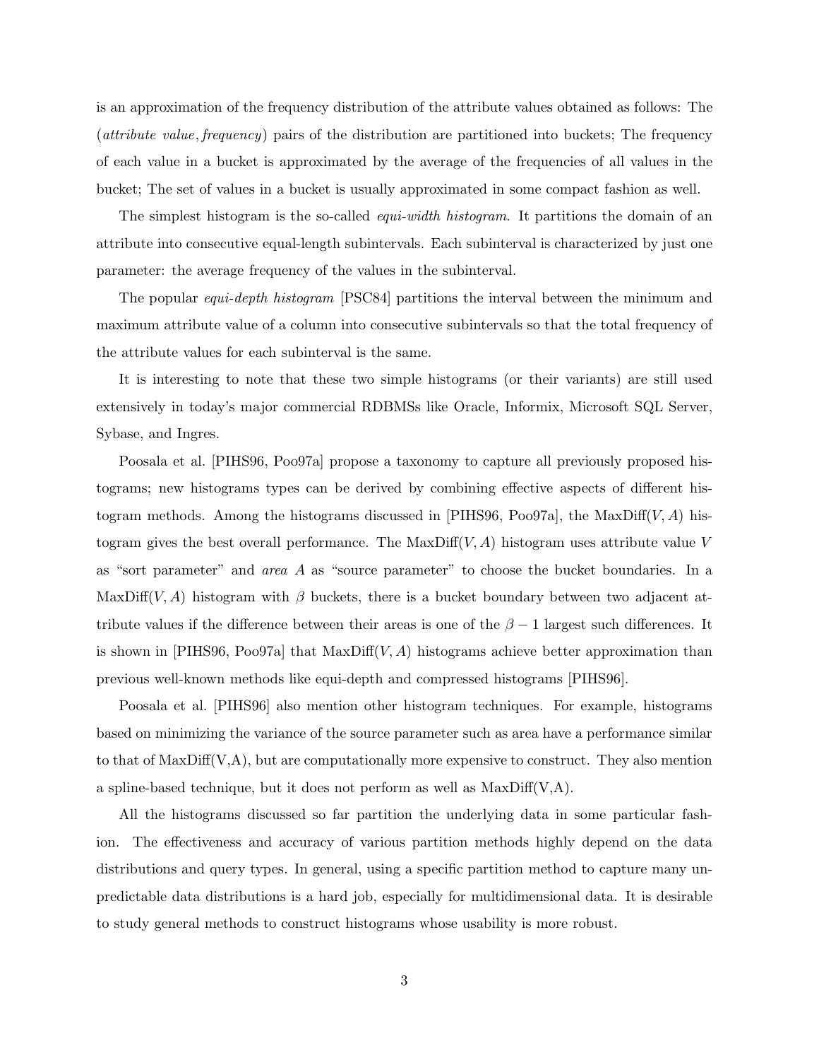is an approximation of the frequency distribution of the attribute values obtained as follows: The (*attribute value*, *frequency*) pairs of the distribution are partitioned into buckets; The frequency of each value in a bucket is approximated by the average of the frequencies of all values in the bucket; The set of values in a bucket is usually approximated in some compact fashion as well.

The simplest histogram is the so-called *equi-width histogram*. It partitions the domain of an attribute into consecutive equal-length subintervals. Each subinterval is characterized by just one parameter: the average frequency of the values in the subinterval.

The popular *equi-depth histogram* [PSC84] partitions the interval between the minimum and maximum attribute value of a column into consecutive subintervals so that the total frequency of the attribute values for each subinterval is the same.

It is interesting to note that these two simple histograms (or their variants) are still used extensively in today's major commercial RDBMSs like Oracle, Informix, Microsoft SQL Server, Sybase, and Ingres.

Poosala et al. [PIHS96, Poo97a] propose a taxonomy to capture all previously proposed histograms; new histograms types can be derived by combining effective aspects of different histogram methods. Among the histograms discussed in [PIHS96, Poo97a], the MaxDiff$(V, A)$ histogram gives the best overall performance. The MaxDiff$(V, A)$ histogram uses attribute value $V$ as "sort parameter" and *area* $A$ as "source parameter" to choose the bucket boundaries. In a MaxDiff$(V, A)$ histogram with $\beta$ buckets, there is a bucket boundary between two adjacent attribute values if the difference between their areas is one of the $\beta - 1$ largest such differences. It is shown in [PIHS96, Poo97a] that MaxDiff$(V, A)$ histograms achieve better approximation than previous well-known methods like equi-depth and compressed histograms [PIHS96].

Poosala et al. [PIHS96] also mention other histogram techniques. For example, histograms based on minimizing the variance of the source parameter such as area have a performance similar to that of MaxDiff(V,A), but are computationally more expensive to construct. They also mention a spline-based technique, but it does not perform as well as MaxDiff(V,A).

All the histograms discussed so far partition the underlying data in some particular fashion. The effectiveness and accuracy of various partition methods highly depend on the data distributions and query types. In general, using a specific partition method to capture many unpredictable data distributions is a hard job, especially for multidimensional data. It is desirable to study general methods to construct histograms whose usability is more robust.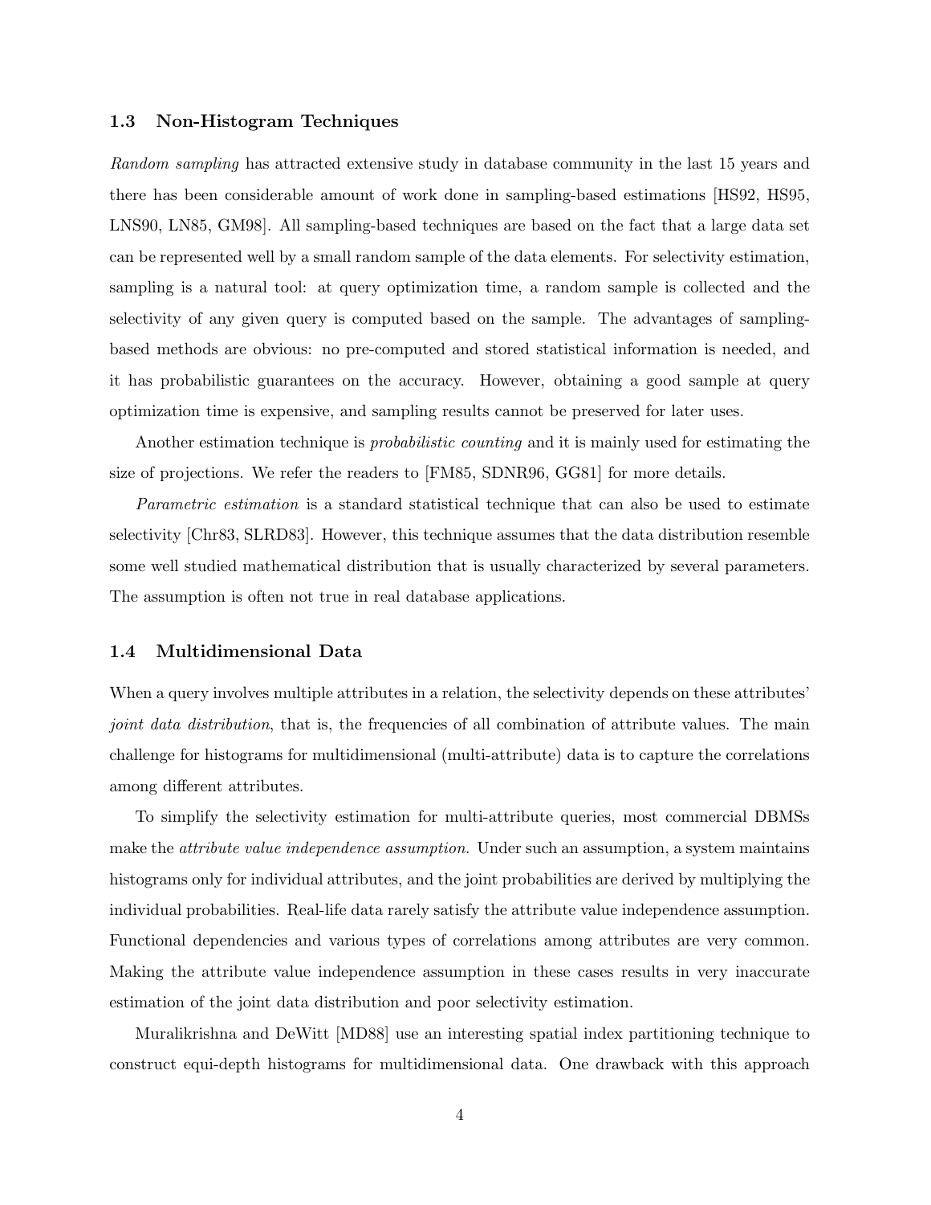### 1.3 Non-Histogram Techniques

*Random sampling* has attracted extensive study in database community in the last 15 years and there has been considerable amount of work done in sampling-based estimations [HS92, HS95, LNS90, LN85, GM98]. All sampling-based techniques are based on the fact that a large data set can be represented well by a small random sample of the data elements. For selectivity estimation, sampling is a natural tool: at query optimization time, a random sample is collected and the selectivity of any given query is computed based on the sample. The advantages of sampling-based methods are obvious: no pre-computed and stored statistical information is needed, and it has probabilistic guarantees on the accuracy. However, obtaining a good sample at query optimization time is expensive, and sampling results cannot be preserved for later uses.

Another estimation technique is *probabilistic counting* and it is mainly used for estimating the size of projections. We refer the readers to [FM85, SDNR96, GG81] for more details.

*Parametric estimation* is a standard statistical technique that can also be used to estimate selectivity [Chr83, SLRD83]. However, this technique assumes that the data distribution resemble some well studied mathematical distribution that is usually characterized by several parameters. The assumption is often not true in real database applications.

### 1.4 Multidimensional Data

When a query involves multiple attributes in a relation, the selectivity depends on these attributes' *joint data distribution*, that is, the frequencies of all combination of attribute values. The main challenge for histograms for multidimensional (multi-attribute) data is to capture the correlations among different attributes.

To simplify the selectivity estimation for multi-attribute queries, most commercial DBMSs make the *attribute value independence assumption*. Under such an assumption, a system maintains histograms only for individual attributes, and the joint probabilities are derived by multiplying the individual probabilities. Real-life data rarely satisfy the attribute value independence assumption. Functional dependencies and various types of correlations among attributes are very common. Making the attribute value independence assumption in these cases results in very inaccurate estimation of the joint data distribution and poor selectivity estimation.

Muralikrishna and DeWitt [MD88] use an interesting spatial index partitioning technique to construct equi-depth histograms for multidimensional data. One drawback with this approach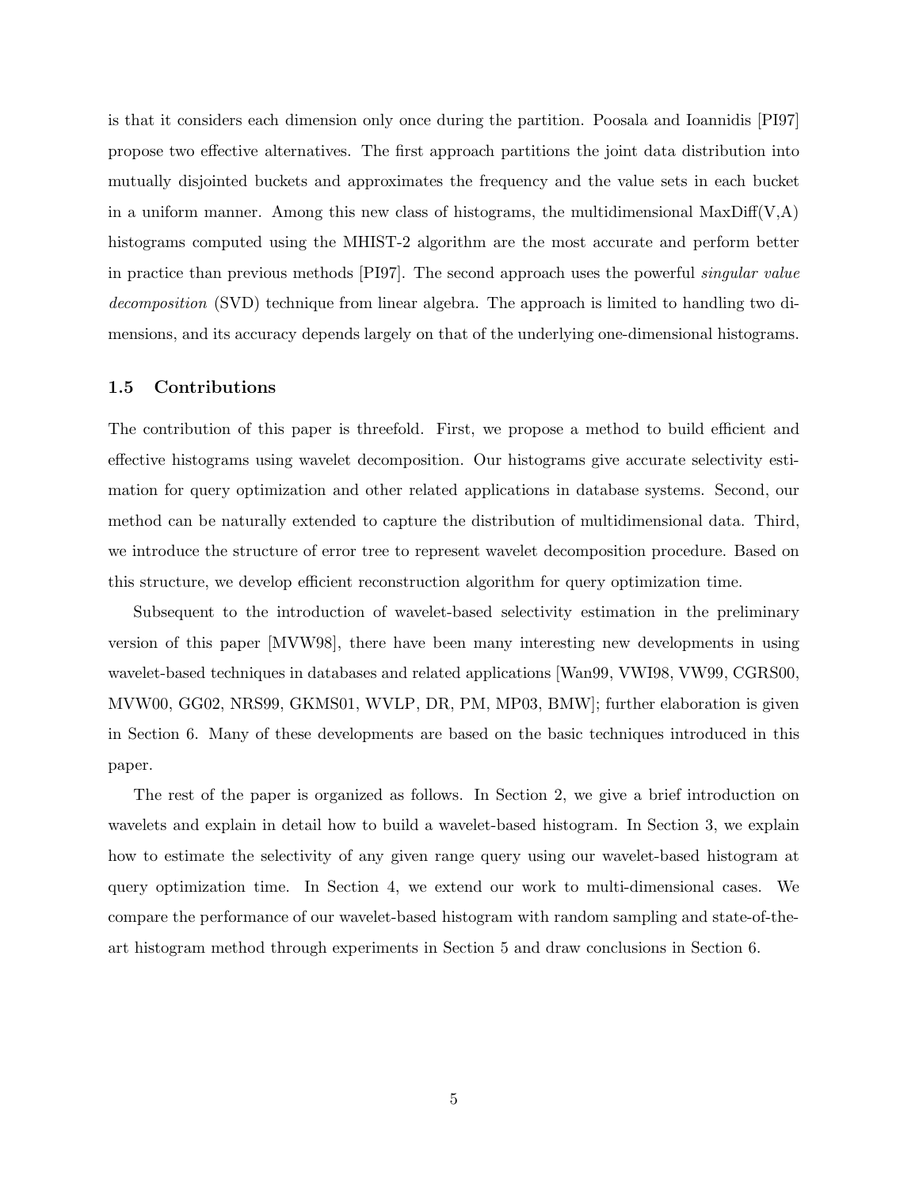is that it considers each dimension only once during the partition. Poosala and Ioannidis [PI97] propose two effective alternatives. The first approach partitions the joint data distribution into mutually disjointed buckets and approximates the frequency and the value sets in each bucket in a uniform manner. Among this new class of histograms, the multidimensional MaxDiff(V,A) histograms computed using the MHIST-2 algorithm are the most accurate and perform better in practice than previous methods [PI97]. The second approach uses the powerful *singular value decomposition* (SVD) technique from linear algebra. The approach is limited to handling two dimensions, and its accuracy depends largely on that of the underlying one-dimensional histograms.

### 1.5 Contributions

The contribution of this paper is threefold. First, we propose a method to build efficient and effective histograms using wavelet decomposition. Our histograms give accurate selectivity estimation for query optimization and other related applications in database systems. Second, our method can be naturally extended to capture the distribution of multidimensional data. Third, we introduce the structure of error tree to represent wavelet decomposition procedure. Based on this structure, we develop efficient reconstruction algorithm for query optimization time.

Subsequent to the introduction of wavelet-based selectivity estimation in the preliminary version of this paper [MVW98], there have been many interesting new developments in using wavelet-based techniques in databases and related applications [Wan99, VWI98, VW99, CGRS00, MVW00, GG02, NRS99, GKMS01, WVLP, DR, PM, MP03, BMW]; further elaboration is given in Section 6. Many of these developments are based on the basic techniques introduced in this paper.

The rest of the paper is organized as follows. In Section 2, we give a brief introduction on wavelets and explain in detail how to build a wavelet-based histogram. In Section 3, we explain how to estimate the selectivity of any given range query using our wavelet-based histogram at query optimization time. In Section 4, we extend our work to multi-dimensional cases. We compare the performance of our wavelet-based histogram with random sampling and state-of-the-art histogram method through experiments in Section 5 and draw conclusions in Section 6.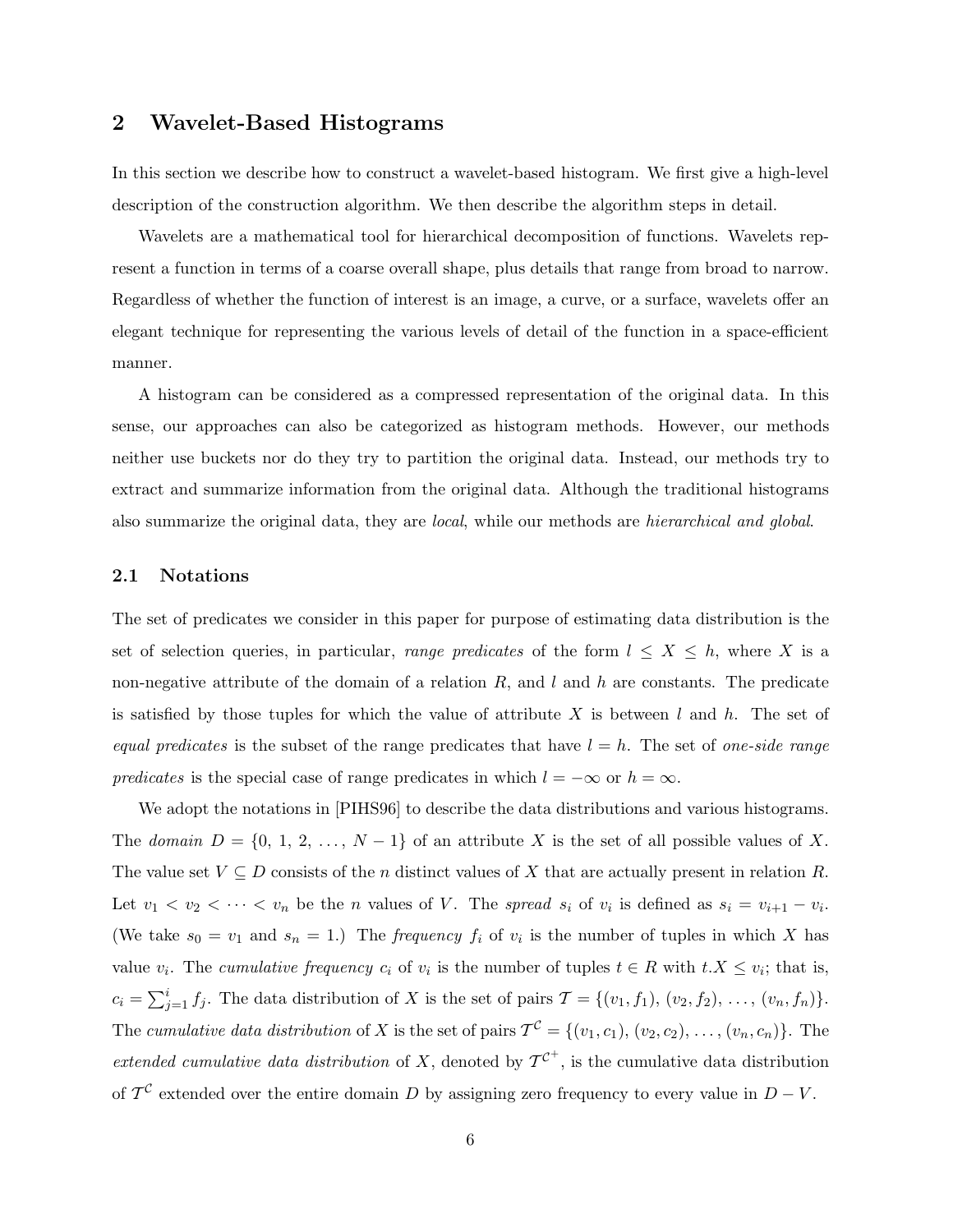## 2 Wavelet-Based Histograms

In this section we describe how to construct a wavelet-based histogram. We first give a high-level description of the construction algorithm. We then describe the algorithm steps in detail.

Wavelets are a mathematical tool for hierarchical decomposition of functions. Wavelets represent a function in terms of a coarse overall shape, plus details that range from broad to narrow. Regardless of whether the function of interest is an image, a curve, or a surface, wavelets offer an elegant technique for representing the various levels of detail of the function in a space-efficient manner.

A histogram can be considered as a compressed representation of the original data. In this sense, our approaches can also be categorized as histogram methods. However, our methods neither use buckets nor do they try to partition the original data. Instead, our methods try to extract and summarize information from the original data. Although the traditional histograms also summarize the original data, they are *local*, while our methods are *hierarchical and global*.

### 2.1 Notations

The set of predicates we consider in this paper for purpose of estimating data distribution is the set of selection queries, in particular, *range predicates* of the form $l \leq X \leq h$, where $X$ is a non-negative attribute of the domain of a relation $R$, and $l$ and $h$ are constants. The predicate is satisfied by those tuples for which the value of attribute $X$ is between $l$ and $h$. The set of *equal predicates* is the subset of the range predicates that have $l = h$. The set of *one-side range predicates* is the special case of range predicates in which $l = -\infty$ or $h = \infty$.

We adopt the notations in [PIHS96] to describe the data distributions and various histograms. The *domain* $D = \{0, 1, 2, \ldots, N-1\}$ of an attribute $X$ is the set of all possible values of $X$. The value set $V \subseteq D$ consists of the $n$ distinct values of $X$ that are actually present in relation $R$. Let $v_1 < v_2 < \cdots < v_n$ be the $n$ values of $V$. The *spread* $s_i$ of $v_i$ is defined as $s_i = v_{i+1} - v_i$. (We take $s_0 = v_1$ and $s_n = 1$.) The *frequency* $f_i$ of $v_i$ is the number of tuples in which $X$ has value $v_i$. The *cumulative frequency* $c_i$ of $v_i$ is the number of tuples $t \in R$ with $t.X \leq v_i$; that is, $c_i = \sum_{j=1}^{i} f_j$. The data distribution of $X$ is the set of pairs $\mathcal{T} = \{(v_1, f_1), (v_2, f_2), \ldots, (v_n, f_n)\}$. The *cumulative data distribution* of $X$ is the set of pairs $\mathcal{T}^{\mathcal{C}} = \{(v_1, c_1), (v_2, c_2), \ldots, (v_n, c_n)\}$. The *extended cumulative data distribution* of $X$, denoted by $\mathcal{T}^{\mathcal{C}^+}$, is the cumulative data distribution of $\mathcal{T}^{\mathcal{C}}$ extended over the entire domain $D$ by assigning zero frequency to every value in $D - V$.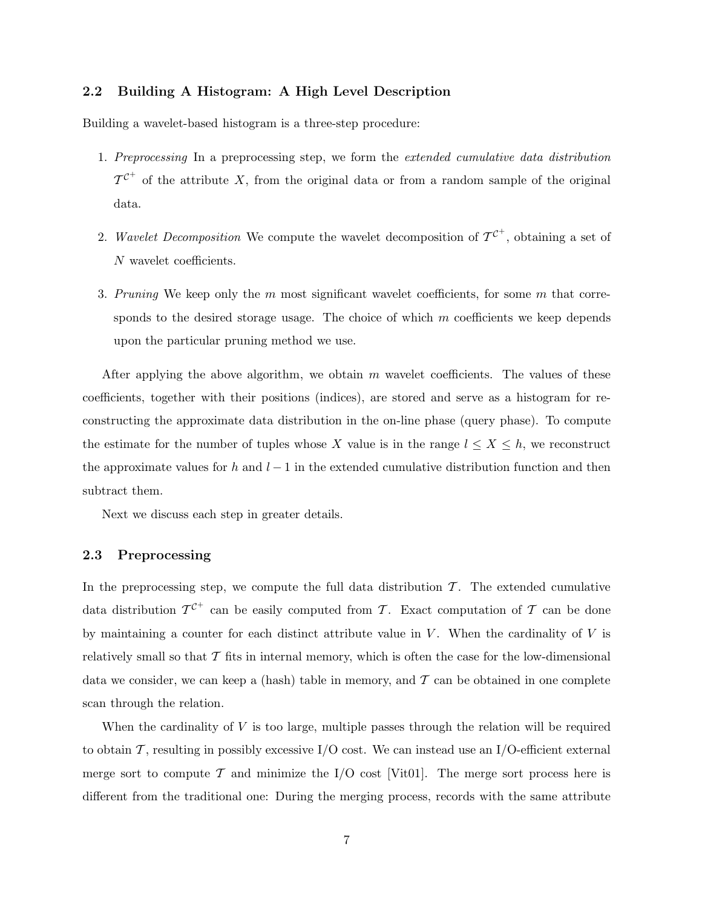### 2.2 Building A Histogram: A High Level Description

Building a wavelet-based histogram is a three-step procedure:

1. *Preprocessing* In a preprocessing step, we form the *extended cumulative data distribution* $\mathcal{T}^{\mathcal{C}^+}$ of the attribute $X$, from the original data or from a random sample of the original data.

2. *Wavelet Decomposition* We compute the wavelet decomposition of $\mathcal{T}^{\mathcal{C}^+}$, obtaining a set of $N$ wavelet coefficients.

3. *Pruning* We keep only the $m$ most significant wavelet coefficients, for some $m$ that corresponds to the desired storage usage. The choice of which $m$ coefficients we keep depends upon the particular pruning method we use.

After applying the above algorithm, we obtain $m$ wavelet coefficients. The values of these coefficients, together with their positions (indices), are stored and serve as a histogram for reconstructing the approximate data distribution in the on-line phase (query phase). To compute the estimate for the number of tuples whose $X$ value is in the range $l \leq X \leq h$, we reconstruct the approximate values for $h$ and $l - 1$ in the extended cumulative distribution function and then subtract them.

Next we discuss each step in greater details.

### 2.3 Preprocessing

In the preprocessing step, we compute the full data distribution $\mathcal{T}$. The extended cumulative data distribution $\mathcal{T}^{\mathcal{C}^+}$ can be easily computed from $\mathcal{T}$. Exact computation of $\mathcal{T}$ can be done by maintaining a counter for each distinct attribute value in $V$. When the cardinality of $V$ is relatively small so that $\mathcal{T}$ fits in internal memory, which is often the case for the low-dimensional data we consider, we can keep a (hash) table in memory, and $\mathcal{T}$ can be obtained in one complete scan through the relation.

When the cardinality of $V$ is too large, multiple passes through the relation will be required to obtain $\mathcal{T}$, resulting in possibly excessive I/O cost. We can instead use an I/O-efficient external merge sort to compute $\mathcal{T}$ and minimize the I/O cost [Vit01]. The merge sort process here is different from the traditional one: During the merging process, records with the same attribute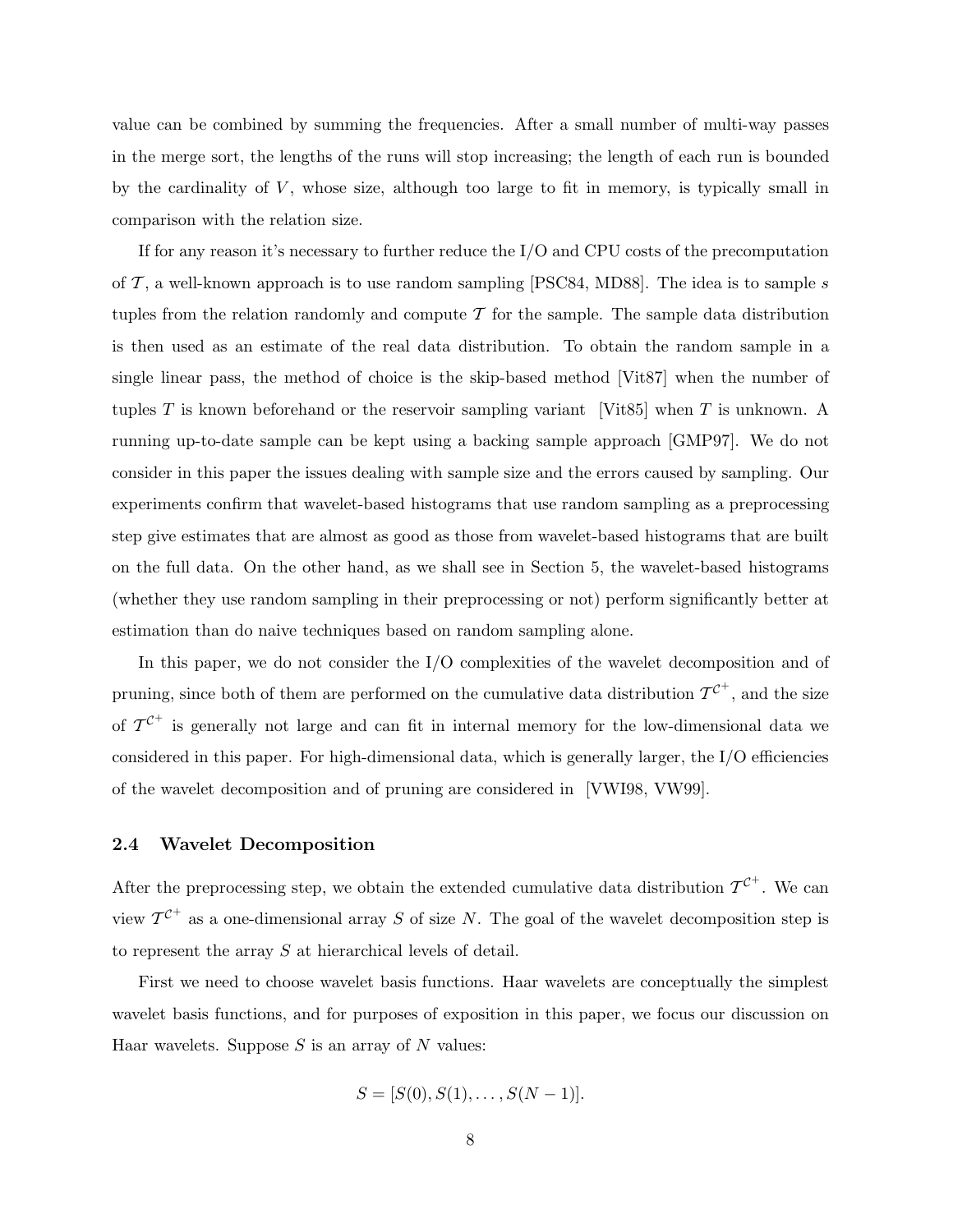value can be combined by summing the frequencies. After a small number of multi-way passes in the merge sort, the lengths of the runs will stop increasing; the length of each run is bounded by the cardinality of $V$, whose size, although too large to fit in memory, is typically small in comparison with the relation size.

If for any reason it's necessary to further reduce the I/O and CPU costs of the precomputation of $\mathcal{T}$, a well-known approach is to use random sampling [PSC84, MD88]. The idea is to sample $s$ tuples from the relation randomly and compute $\mathcal{T}$ for the sample. The sample data distribution is then used as an estimate of the real data distribution. To obtain the random sample in a single linear pass, the method of choice is the skip-based method [Vit87] when the number of tuples $T$ is known beforehand or the reservoir sampling variant [Vit85] when $T$ is unknown. A running up-to-date sample can be kept using a backing sample approach [GMP97]. We do not consider in this paper the issues dealing with sample size and the errors caused by sampling. Our experiments confirm that wavelet-based histograms that use random sampling as a preprocessing step give estimates that are almost as good as those from wavelet-based histograms that are built on the full data. On the other hand, as we shall see in Section 5, the wavelet-based histograms (whether they use random sampling in their preprocessing or not) perform significantly better at estimation than do naive techniques based on random sampling alone.

In this paper, we do not consider the I/O complexities of the wavelet decomposition and of pruning, since both of them are performed on the cumulative data distribution $\mathcal{T}^{\mathcal{C}^+}$, and the size of $\mathcal{T}^{\mathcal{C}^+}$ is generally not large and can fit in internal memory for the low-dimensional data we considered in this paper. For high-dimensional data, which is generally larger, the I/O efficiencies of the wavelet decomposition and of pruning are considered in [VWI98, VW99].

### 2.4 Wavelet Decomposition

After the preprocessing step, we obtain the extended cumulative data distribution $\mathcal{T}^{\mathcal{C}^+}$. We can view $\mathcal{T}^{\mathcal{C}^+}$ as a one-dimensional array $S$ of size $N$. The goal of the wavelet decomposition step is to represent the array $S$ at hierarchical levels of detail.

First we need to choose wavelet basis functions. Haar wavelets are conceptually the simplest wavelet basis functions, and for purposes of exposition in this paper, we focus our discussion on Haar wavelets. Suppose $S$ is an array of $N$ values:

$$S = [S(0), S(1), \ldots, S(N-1)].$$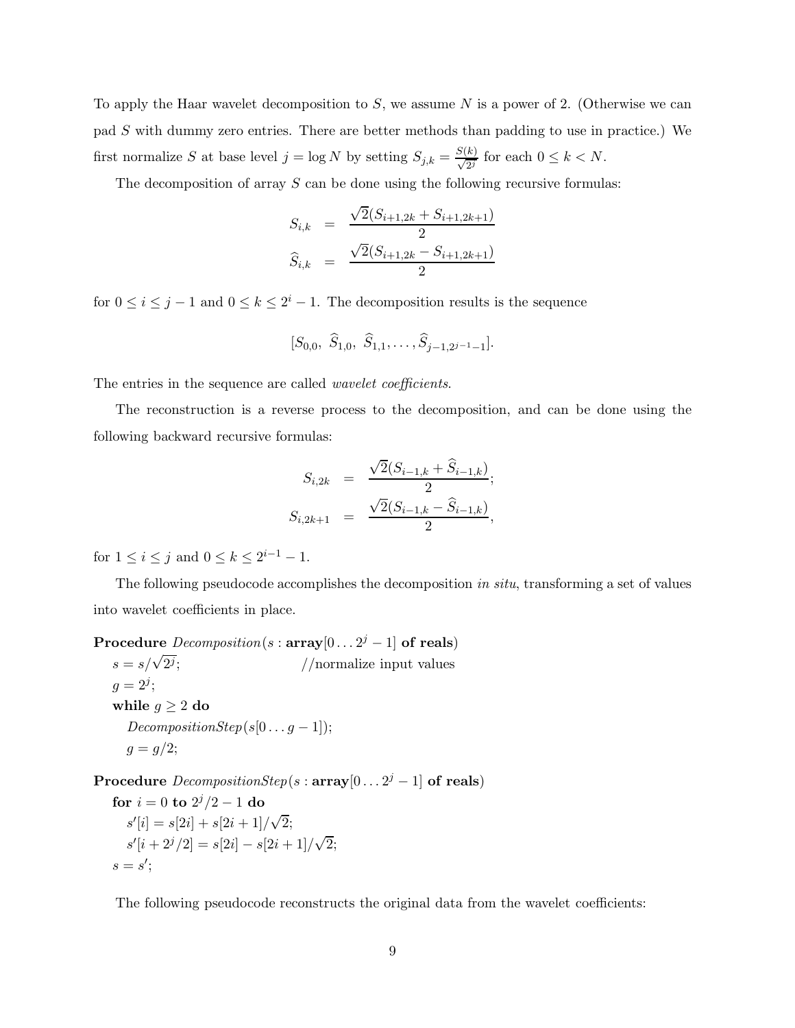To apply the Haar wavelet decomposition to $S$, we assume $N$ is a power of 2. (Otherwise we can pad $S$ with dummy zero entries. There are better methods than padding to use in practice.) We first normalize $S$ at base level $j = \log N$ by setting $S_{j,k} = \frac{S(k)}{\sqrt{2^j}}$ for each $0 \leq k < N$.

The decomposition of array $S$ can be done using the following recursive formulas:

$$
\begin{aligned}
S_{i,k} &= \frac{\sqrt{2}(S_{i+1,2k} + S_{i+1,2k+1})}{2} \\
\widehat{S}_{i,k} &= \frac{\sqrt{2}(S_{i+1,2k} - S_{i+1,2k+1})}{2}
\end{aligned}
$$

for $0 \leq i \leq j-1$ and $0 \leq k \leq 2^i - 1$. The decomposition results is the sequence

$$
[S_{0,0},\ \widehat{S}_{1,0},\ \widehat{S}_{1,1}, \ldots, \widehat{S}_{j-1,2^{j-1}-1}].
$$

The entries in the sequence are called *wavelet coefficients*.

The reconstruction is a reverse process to the decomposition, and can be done using the following backward recursive formulas:

$$
\begin{aligned}
S_{i,2k} &= \frac{\sqrt{2}(S_{i-1,k} + \widehat{S}_{i-1,k})}{2}; \\
S_{i,2k+1} &= \frac{\sqrt{2}(S_{i-1,k} - \widehat{S}_{i-1,k})}{2},
\end{aligned}
$$

for $1 \leq i \leq j$ and $0 \leq k \leq 2^{i-1} - 1$.

The following pseudocode accomplishes the decomposition *in situ*, transforming a set of values into wavelet coefficients in place.

```
Procedure Decomposition(s : array[0 ... 2^j − 1] of reals)
    s = s/√(2^j);                 //normalize input values
    g = 2^j;
    while g ≥ 2 do
        DecompositionStep(s[0 ... g − 1]);
        g = g/2;

Procedure DecompositionStep(s : array[0 ... 2^j − 1] of reals)
    for i = 0 to 2^j/2 − 1 do
        s'[i] = s[2i] + s[2i + 1]/√2;
        s'[i + 2^j/2] = s[2i] − s[2i + 1]/√2;
    s = s';
```

The following pseudocode reconstructs the original data from the wavelet coefficients: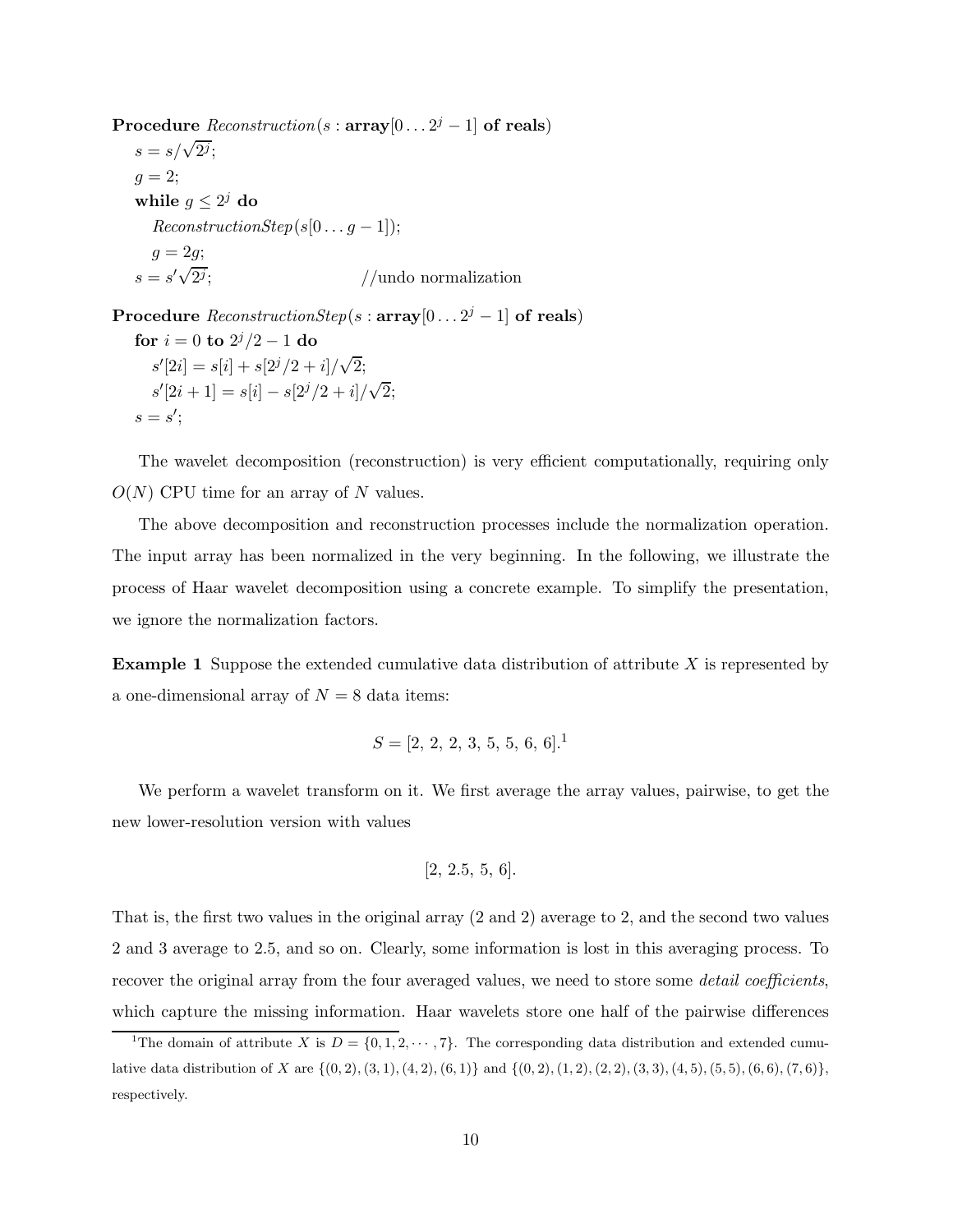**Procedure** *Reconstruction*($s$ : **array**$[0 \ldots 2^j - 1]$ **of reals**)

$s = s/\sqrt{2^j}$;
$g = 2$;
**while** $g \leq 2^j$ **do**
  *ReconstructionStep*($s[0 \ldots g-1]$);
  $g = 2g$;
$s = s'\sqrt{2^j}$;    //undo normalization

**Procedure** *ReconstructionStep*($s$ : **array**$[0 \ldots 2^j - 1]$ **of reals**)

**for** $i = 0$ **to** $2^j/2 - 1$ **do**
  $s'[2i] = s[i] + s[2^j/2 + i]/\sqrt{2}$;
  $s'[2i+1] = s[i] - s[2^j/2 + i]/\sqrt{2}$;
$s = s'$;

The wavelet decomposition (reconstruction) is very efficient computationally, requiring only $O(N)$ CPU time for an array of $N$ values.

The above decomposition and reconstruction processes include the normalization operation. The input array has been normalized in the very beginning. In the following, we illustrate the process of Haar wavelet decomposition using a concrete example. To simplify the presentation, we ignore the normalization factors.

**Example 1** Suppose the extended cumulative data distribution of attribute $X$ is represented by a one-dimensional array of $N = 8$ data items:

$$S = [2,\ 2,\ 2,\ 3,\ 5,\ 5,\ 6,\ 6].$$ [1]

We perform a wavelet transform on it. We first average the array values, pairwise, to get the new lower-resolution version with values

$$[2,\ 2.5,\ 5,\ 6].$$

That is, the first two values in the original array (2 and 2) average to 2, and the second two values 2 and 3 average to 2.5, and so on. Clearly, some information is lost in this averaging process. To recover the original array from the four averaged values, we need to store some *detail coefficients*, which capture the missing information. Haar wavelets store one half of the pairwise differences

[1] The domain of attribute $X$ is $D = \{0, 1, 2, \cdots, 7\}$. The corresponding data distribution and extended cumulative data distribution of $X$ are $\{(0,2), (3,1), (4,2), (6,1)\}$ and $\{(0,2), (1,2), (2,2), (3,3), (4,5), (5,5), (6,6), (7,6)\}$, respectively.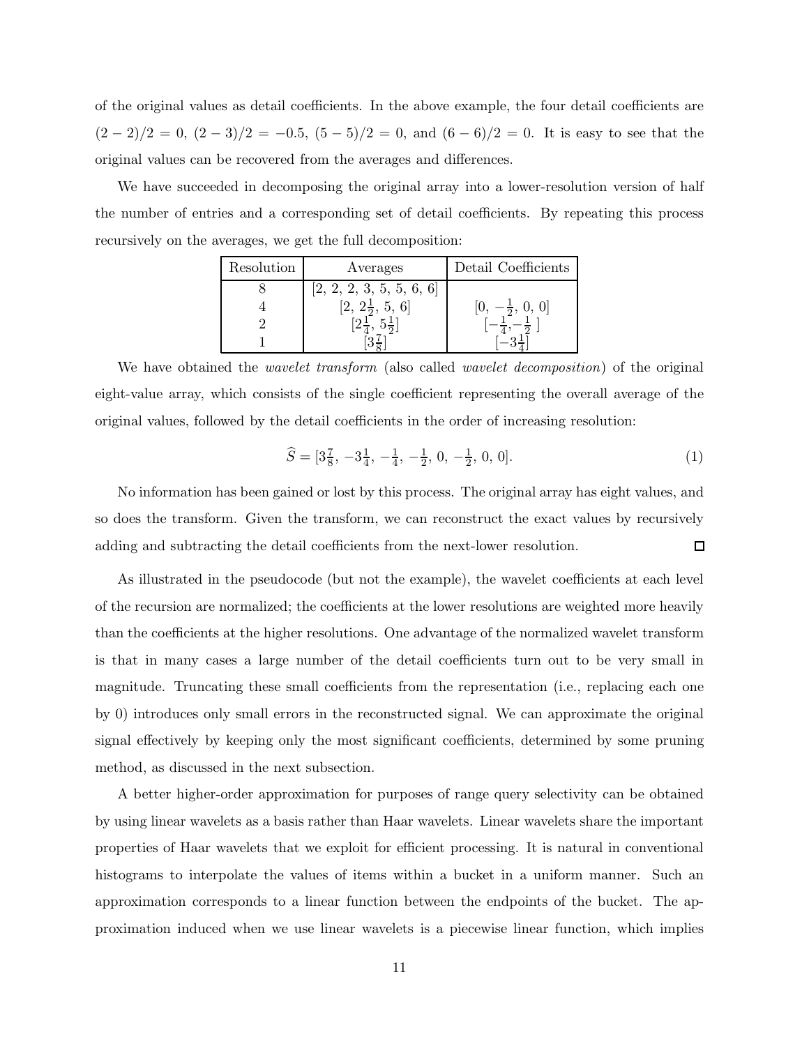of the original values as detail coefficients. In the above example, the four detail coefficients are $(2-2)/2 = 0$, $(2-3)/2 = -0.5$, $(5-5)/2 = 0$, and $(6-6)/2 = 0$. It is easy to see that the original values can be recovered from the averages and differences.

We have succeeded in decomposing the original array into a lower-resolution version of half the number of entries and a corresponding set of detail coefficients. By repeating this process recursively on the averages, we get the full decomposition:

| Resolution | Averages | Detail Coefficients |
|---|---|---|
| 8 | $[2,\ 2,\ 2,\ 3,\ 5,\ 5,\ 6,\ 6]$ | |
| 4 | $[2,\ 2\frac{1}{2},\ 5,\ 6]$ | $[0,\ -\frac{1}{2},\ 0,\ 0]$ |
| 2 | $[2\frac{1}{4},\ 5\frac{1}{2}]$ | $[-\frac{1}{4}, -\frac{1}{2}\ ]$ |
| 1 | $[3\frac{7}{8}]$ | $[-3\frac{1}{4}]$ |

We have obtained the *wavelet transform* (also called *wavelet decomposition*) of the original eight-value array, which consists of the single coefficient representing the overall average of the original values, followed by the detail coefficients in the order of increasing resolution:

$$\widehat{S} = [3\tfrac{7}{8},\ -3\tfrac{1}{4},\ -\tfrac{1}{4},\ -\tfrac{1}{2},\ 0,\ -\tfrac{1}{2},\ 0,\ 0]. \tag{1}$$

No information has been gained or lost by this process. The original array has eight values, and so does the transform. Given the transform, we can reconstruct the exact values by recursively adding and subtracting the detail coefficients from the next-lower resolution. □

As illustrated in the pseudocode (but not the example), the wavelet coefficients at each level of the recursion are normalized; the coefficients at the lower resolutions are weighted more heavily than the coefficients at the higher resolutions. One advantage of the normalized wavelet transform is that in many cases a large number of the detail coefficients turn out to be very small in magnitude. Truncating these small coefficients from the representation (i.e., replacing each one by 0) introduces only small errors in the reconstructed signal. We can approximate the original signal effectively by keeping only the most significant coefficients, determined by some pruning method, as discussed in the next subsection.

A better higher-order approximation for purposes of range query selectivity can be obtained by using linear wavelets as a basis rather than Haar wavelets. Linear wavelets share the important properties of Haar wavelets that we exploit for efficient processing. It is natural in conventional histograms to interpolate the values of items within a bucket in a uniform manner. Such an approximation corresponds to a linear function between the endpoints of the bucket. The approximation induced when we use linear wavelets is a piecewise linear function, which implies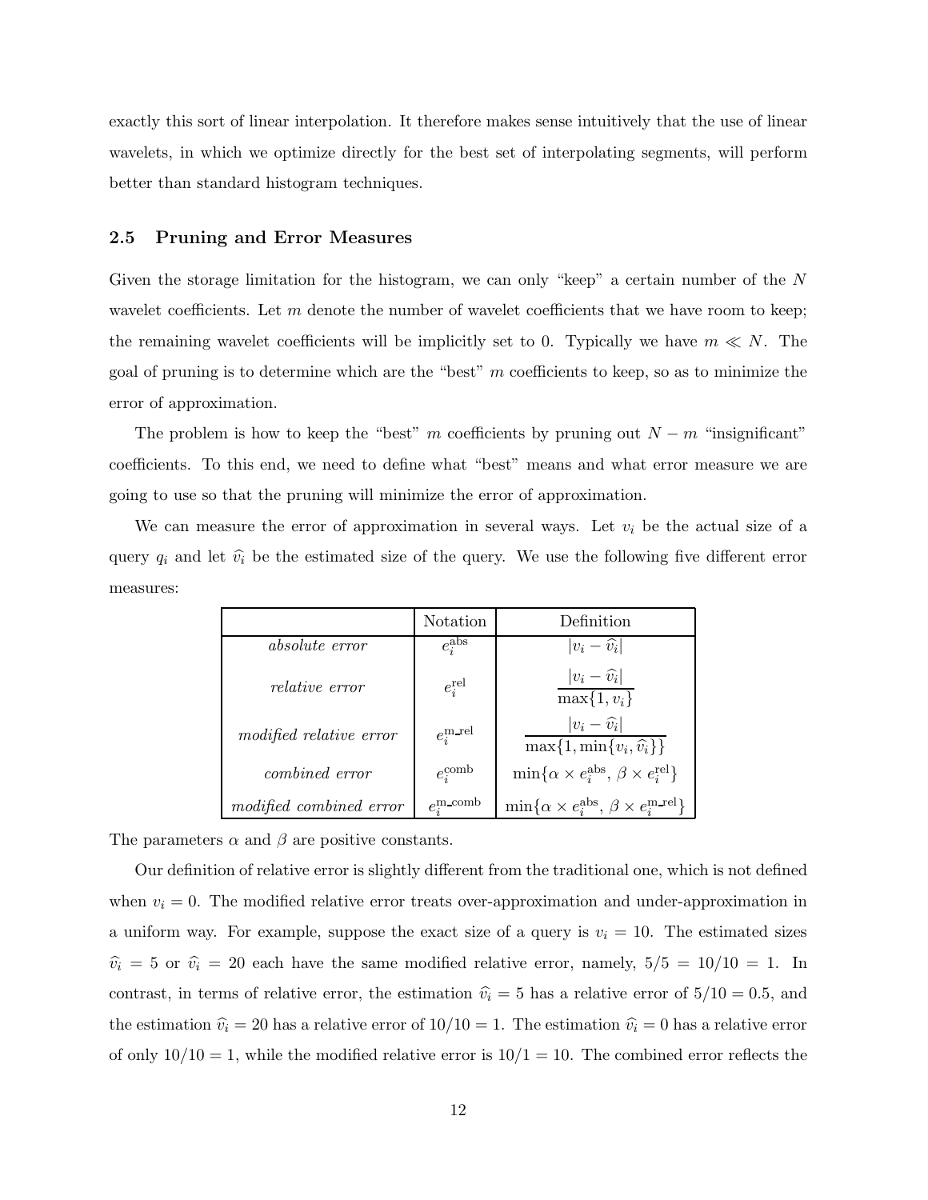exactly this sort of linear interpolation. It therefore makes sense intuitively that the use of linear wavelets, in which we optimize directly for the best set of interpolating segments, will perform better than standard histogram techniques.

### 2.5 Pruning and Error Measures

Given the storage limitation for the histogram, we can only "keep" a certain number of the $N$ wavelet coefficients. Let $m$ denote the number of wavelet coefficients that we have room to keep; the remaining wavelet coefficients will be implicitly set to 0. Typically we have $m \ll N$. The goal of pruning is to determine which are the "best" $m$ coefficients to keep, so as to minimize the error of approximation.

The problem is how to keep the "best" $m$ coefficients by pruning out $N - m$ "insignificant" coefficients. To this end, we need to define what "best" means and what error measure we are going to use so that the pruning will minimize the error of approximation.

We can measure the error of approximation in several ways. Let $v_i$ be the actual size of a query $q_i$ and let $\widehat{v}_i$ be the estimated size of the query. We use the following five different error measures:

| | Notation | Definition |
|---|---|---|
| *absolute error* | $e_i^{\text{abs}}$ | $\lvert v_i - \widehat{v}_i \rvert$ |
| *relative error* | $e_i^{\text{rel}}$ | $\dfrac{\lvert v_i - \widehat{v}_i \rvert}{\max\{1, v_i\}}$ |
| *modified relative error* | $e_i^{\text{m\_rel}}$ | $\dfrac{\lvert v_i - \widehat{v}_i \rvert}{\max\{1, \min\{v_i, \widehat{v}_i\}\}}$ |
| *combined error* | $e_i^{\text{comb}}$ | $\min\{\alpha \times e_i^{\text{abs}},\, \beta \times e_i^{\text{rel}}\}$ |
| *modified combined error* | $e_i^{\text{m\_comb}}$ | $\min\{\alpha \times e_i^{\text{abs}},\, \beta \times e_i^{\text{m\_rel}}\}$ |

The parameters $\alpha$ and $\beta$ are positive constants.

Our definition of relative error is slightly different from the traditional one, which is not defined when $v_i = 0$. The modified relative error treats over-approximation and under-approximation in a uniform way. For example, suppose the exact size of a query is $v_i = 10$. The estimated sizes $\widehat{v}_i = 5$ or $\widehat{v}_i = 20$ each have the same modified relative error, namely, $5/5 = 10/10 = 1$. In contrast, in terms of relative error, the estimation $\widehat{v}_i = 5$ has a relative error of $5/10 = 0.5$, and the estimation $\widehat{v}_i = 20$ has a relative error of $10/10 = 1$. The estimation $\widehat{v}_i = 0$ has a relative error of only $10/10 = 1$, while the modified relative error is $10/1 = 10$. The combined error reflects the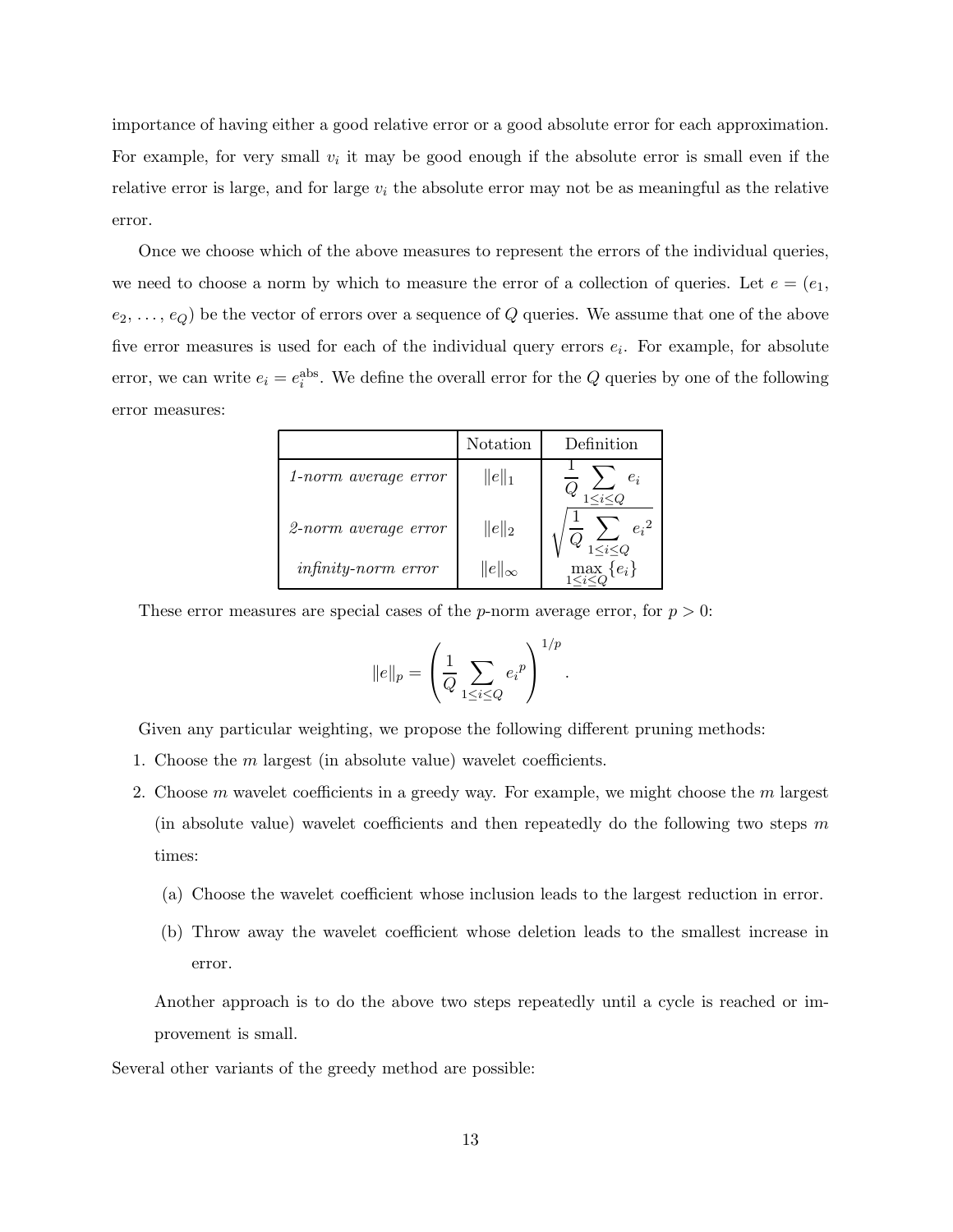importance of having either a good relative error or a good absolute error for each approximation. For example, for very small $v_i$ it may be good enough if the absolute error is small even if the relative error is large, and for large $v_i$ the absolute error may not be as meaningful as the relative error.

Once we choose which of the above measures to represent the errors of the individual queries, we need to choose a norm by which to measure the error of a collection of queries. Let $e = (e_1, e_2, \ldots, e_Q)$ be the vector of errors over a sequence of $Q$ queries. We assume that one of the above five error measures is used for each of the individual query errors $e_i$. For example, for absolute error, we can write $e_i = e_i^{\text{abs}}$. We define the overall error for the $Q$ queries by one of the following error measures:

| | Notation | Definition |
|---|---|---|
| *1-norm average error* | $\|e\|_1$ | $\frac{1}{Q} \sum_{1 \le i \le Q} e_i$ |
| *2-norm average error* | $\|e\|_2$ | $\sqrt{\frac{1}{Q} \sum_{1 \le i \le Q} {e_i}^2}$ |
| *infinity-norm error* | $\|e\|_\infty$ | $\max_{1 \le i \le Q} \{e_i\}$ |

These error measures are special cases of the $p$-norm average error, for $p > 0$:

$$\|e\|_p = \left( \frac{1}{Q} \sum_{1 \le i \le Q} {e_i}^p \right)^{1/p}.$$

Given any particular weighting, we propose the following different pruning methods:

1. Choose the $m$ largest (in absolute value) wavelet coefficients.
2. Choose $m$ wavelet coefficients in a greedy way. For example, we might choose the $m$ largest (in absolute value) wavelet coefficients and then repeatedly do the following two steps $m$ times:

   (a) Choose the wavelet coefficient whose inclusion leads to the largest reduction in error.

   (b) Throw away the wavelet coefficient whose deletion leads to the smallest increase in error.

   Another approach is to do the above two steps repeatedly until a cycle is reached or improvement is small.

Several other variants of the greedy method are possible: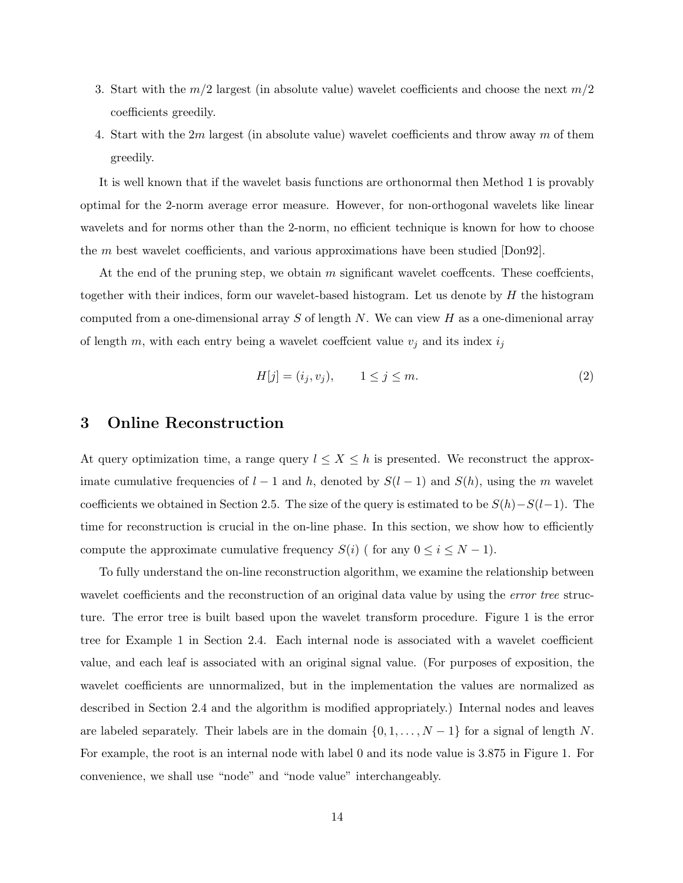3. Start with the $m/2$ largest (in absolute value) wavelet coefficients and choose the next $m/2$ coefficients greedily.
4. Start with the $2m$ largest (in absolute value) wavelet coefficients and throw away $m$ of them greedily.

It is well known that if the wavelet basis functions are orthonormal then Method 1 is provably optimal for the 2-norm average error measure. However, for non-orthogonal wavelets like linear wavelets and for norms other than the 2-norm, no efficient technique is known for how to choose the $m$ best wavelet coefficients, and various approximations have been studied [Don92].

At the end of the pruning step, we obtain $m$ significant wavelet coeffcents. These coeffcients, together with their indices, form our wavelet-based histogram. Let us denote by $H$ the histogram computed from a one-dimensional array $S$ of length $N$. We can view $H$ as a one-dimenional array of length $m$, with each entry being a wavelet coeffcient value $v_j$ and its index $i_j$

$$H[j] = (i_j, v_j), \qquad 1 \leq j \leq m. \tag{2}$$

## 3 Online Reconstruction

At query optimization time, a range query $l \leq X \leq h$ is presented. We reconstruct the approximate cumulative frequencies of $l-1$ and $h$, denoted by $S(l-1)$ and $S(h)$, using the $m$ wavelet coefficients we obtained in Section 2.5. The size of the query is estimated to be $S(h) - S(l-1)$. The time for reconstruction is crucial in the on-line phase. In this section, we show how to efficiently compute the approximate cumulative frequency $S(i)$ ( for any $0 \leq i \leq N-1$).

To fully understand the on-line reconstruction algorithm, we examine the relationship between wavelet coefficients and the reconstruction of an original data value by using the *error tree* structure. The error tree is built based upon the wavelet transform procedure. Figure 1 is the error tree for Example 1 in Section 2.4. Each internal node is associated with a wavelet coefficient value, and each leaf is associated with an original signal value. (For purposes of exposition, the wavelet coefficients are unnormalized, but in the implementation the values are normalized as described in Section 2.4 and the algorithm is modified appropriately.) Internal nodes and leaves are labeled separately. Their labels are in the domain $\{0, 1, \ldots, N-1\}$ for a signal of length $N$. For example, the root is an internal node with label 0 and its node value is 3.875 in Figure 1. For convenience, we shall use "node" and "node value" interchangeably.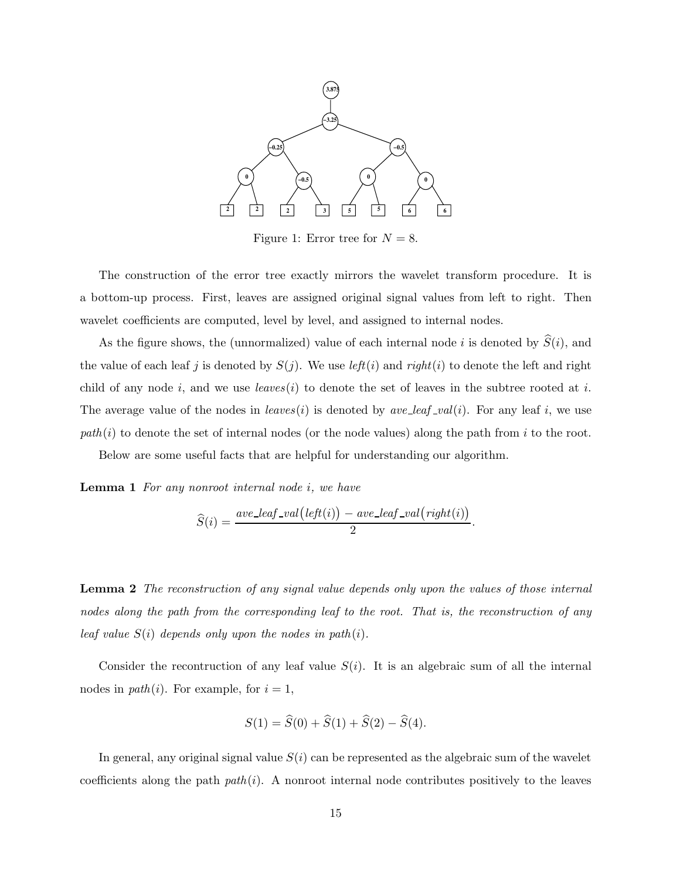Figure 1: Error tree for $N = 8$.

The construction of the error tree exactly mirrors the wavelet transform procedure. It is a bottom-up process. First, leaves are assigned original signal values from left to right. Then wavelet coefficients are computed, level by level, and assigned to internal nodes.

As the figure shows, the (unnormalized) value of each internal node $i$ is denoted by $\widehat{S}(i)$, and the value of each leaf $j$ is denoted by $S(j)$. We use *left*$(i)$ and *right*$(i)$ to denote the left and right child of any node $i$, and we use *leaves*$(i)$ to denote the set of leaves in the subtree rooted at $i$. The average value of the nodes in *leaves*$(i)$ is denoted by *ave_leaf_val*$(i)$. For any leaf $i$, we use *path*$(i)$ to denote the set of internal nodes (or the node values) along the path from $i$ to the root.

Below are some useful facts that are helpful for understanding our algorithm.

**Lemma 1** *For any nonroot internal node $i$, we have*

$$\widehat{S}(i) = \frac{\mathit{ave\_leaf\_val}\big(\mathit{left}(i)\big) - \mathit{ave\_leaf\_val}\big(\mathit{right}(i)\big)}{2}.$$

**Lemma 2** *The reconstruction of any signal value depends only upon the values of those internal nodes along the path from the corresponding leaf to the root. That is, the reconstruction of any leaf value $S(i)$ depends only upon the nodes in path$(i)$.*

Consider the recontruction of any leaf value $S(i)$. It is an algebraic sum of all the internal nodes in *path*$(i)$. For example, for $i = 1$,

$$S(1) = \widehat{S}(0) + \widehat{S}(1) + \widehat{S}(2) - \widehat{S}(4).$$

In general, any original signal value $S(i)$ can be represented as the algebraic sum of the wavelet coefficients along the path *path*$(i)$. A nonroot internal node contributes positively to the leaves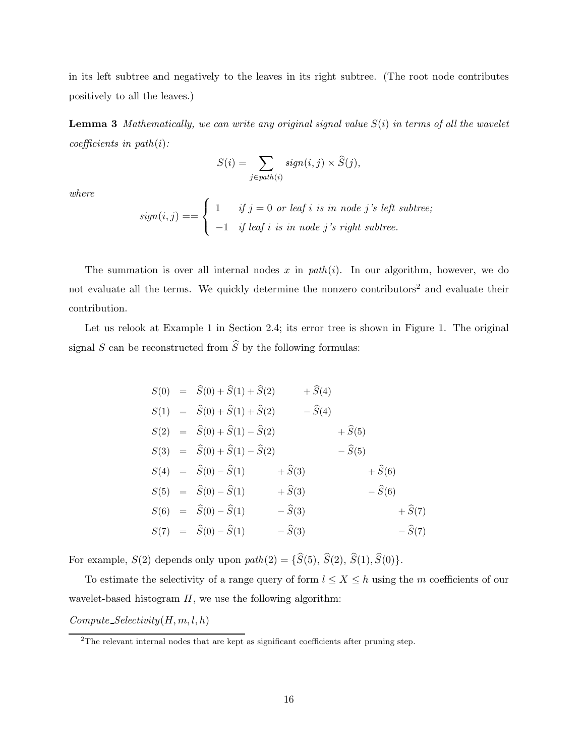in its left subtree and negatively to the leaves in its right subtree. (The root node contributes positively to all the leaves.)

**Lemma 3** *Mathematically, we can write any original signal value $S(i)$ in terms of all the wavelet coefficients in $path(i)$:*

$$S(i) = \sum_{j \in path(i)} sign(i,j) \times \widehat{S}(j),$$

*where*

$$sign(i,j) == \begin{cases} 1 & \text{if } j = 0 \text{ or leaf } i \text{ is in node } j\text{'s left subtree;} \\ -1 & \text{if leaf } i \text{ is in node } j\text{'s right subtree.} \end{cases}$$

The summation is over all internal nodes $x$ in $path(i)$. In our algorithm, however, we do not evaluate all the terms. We quickly determine the nonzero contributors[2] and evaluate their contribution.

Let us relook at Example 1 in Section 2.4; its error tree is shown in Figure 1. The original signal $S$ can be reconstructed from $\widehat{S}$ by the following formulas:

$$\begin{aligned}
S(0) &= \widehat{S}(0) + \widehat{S}(1) + \widehat{S}(2) + \widehat{S}(4) \\
S(1) &= \widehat{S}(0) + \widehat{S}(1) + \widehat{S}(2) - \widehat{S}(4) \\
S(2) &= \widehat{S}(0) + \widehat{S}(1) - \widehat{S}(2) + \widehat{S}(5) \\
S(3) &= \widehat{S}(0) + \widehat{S}(1) - \widehat{S}(2) - \widehat{S}(5) \\
S(4) &= \widehat{S}(0) - \widehat{S}(1) + \widehat{S}(3) + \widehat{S}(6) \\
S(5) &= \widehat{S}(0) - \widehat{S}(1) + \widehat{S}(3) - \widehat{S}(6) \\
S(6) &= \widehat{S}(0) - \widehat{S}(1) - \widehat{S}(3) + \widehat{S}(7) \\
S(7) &= \widehat{S}(0) - \widehat{S}(1) - \widehat{S}(3) - \widehat{S}(7)
\end{aligned}$$

For example, $S(2)$ depends only upon $path(2) = \{\widehat{S}(5), \widehat{S}(2), \widehat{S}(1), \widehat{S}(0)\}$.

To estimate the selectivity of a range query of form $l \leq X \leq h$ using the $m$ coefficients of our wavelet-based histogram $H$, we use the following algorithm:

*Compute_Selectivity*$(H, m, l, h)$

[2] The relevant internal nodes that are kept as significant coefficients after pruning step.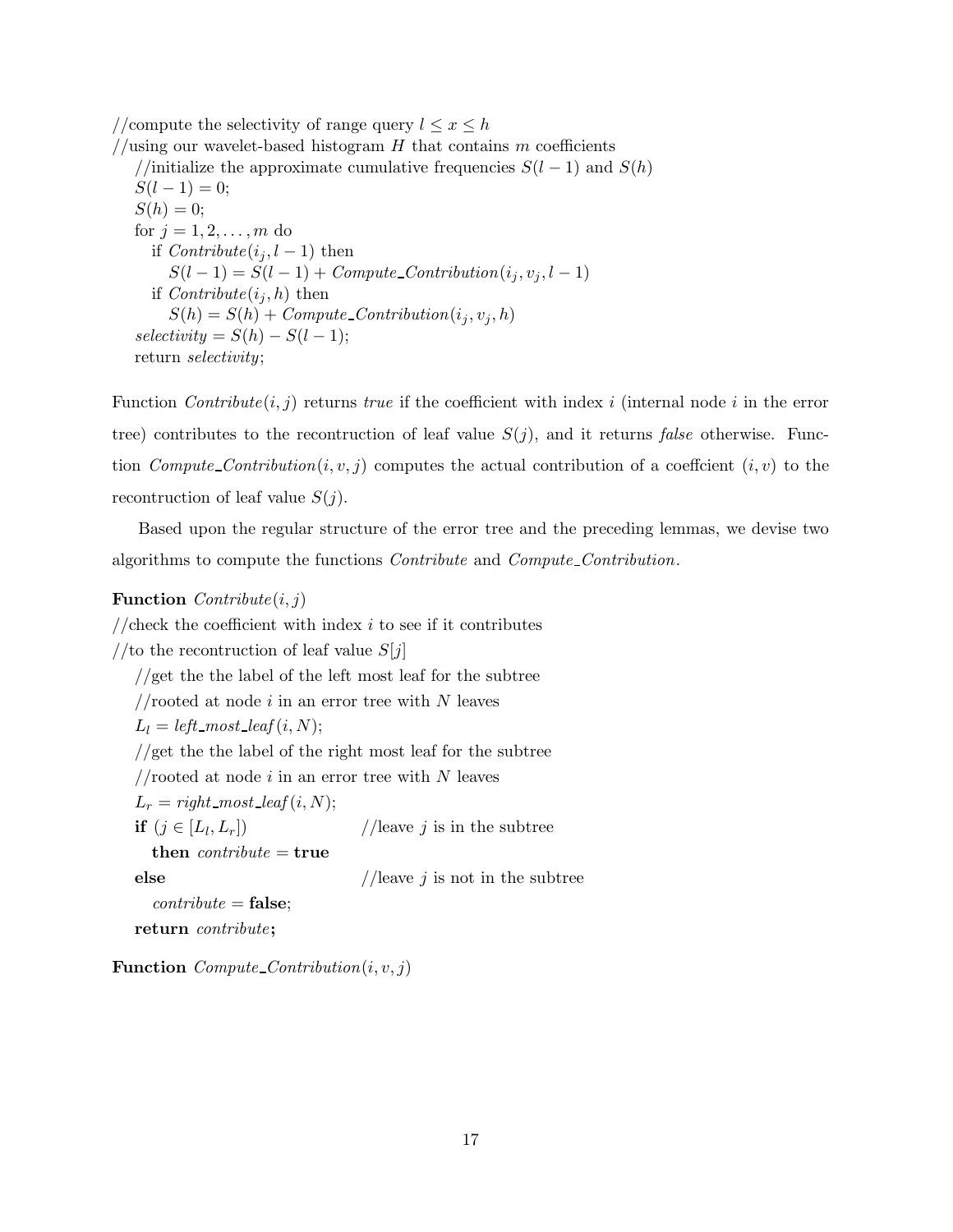```
//compute the selectivity of range query l ≤ x ≤ h
//using our wavelet-based histogram H that contains m coefficients
   //initialize the approximate cumulative frequencies S(l − 1) and S(h)
   S(l − 1) = 0;
   S(h) = 0;
   for j = 1, 2, ..., m do
      if Contribute(i_j, l − 1) then
         S(l − 1) = S(l − 1) + Compute_Contribution(i_j, v_j, l − 1)
      if Contribute(i_j, h) then
         S(h) = S(h) + Compute_Contribution(i_j, v_j, h)
   selectivity = S(h) − S(l − 1);
   return selectivity;
```

Function *Contribute*$(i, j)$ returns *true* if the coefficient with index $i$ (internal node $i$ in the error tree) contributes to the recontruction of leaf value $S(j)$, and it returns *false* otherwise. Function *Compute_Contribution*$(i, v, j)$ computes the actual contribution of a coeffcient $(i, v)$ to the recontruction of leaf value $S(j)$.

Based upon the regular structure of the error tree and the preceding lemmas, we devise two algorithms to compute the functions *Contribute* and *Compute_Contribution*.

**Function** *Contribute*$(i, j)$

```
//check the coefficient with index i to see if it contributes
//to the recontruction of leaf value S[j]
   //get the the label of the left most leaf for the subtree
   //rooted at node i in an error tree with N leaves
   L_l = left_most_leaf(i, N);
   //get the the label of the right most leaf for the subtree
   //rooted at node i in an error tree with N leaves
   L_r = right_most_leaf(i, N);
   if (j ∈ [L_l, L_r])              //leave j is in the subtree
      then contribute = true
   else                             //leave j is not in the subtree
      contribute = false;
   return contribute;
```

**Function** *Compute_Contribution*$(i, v, j)$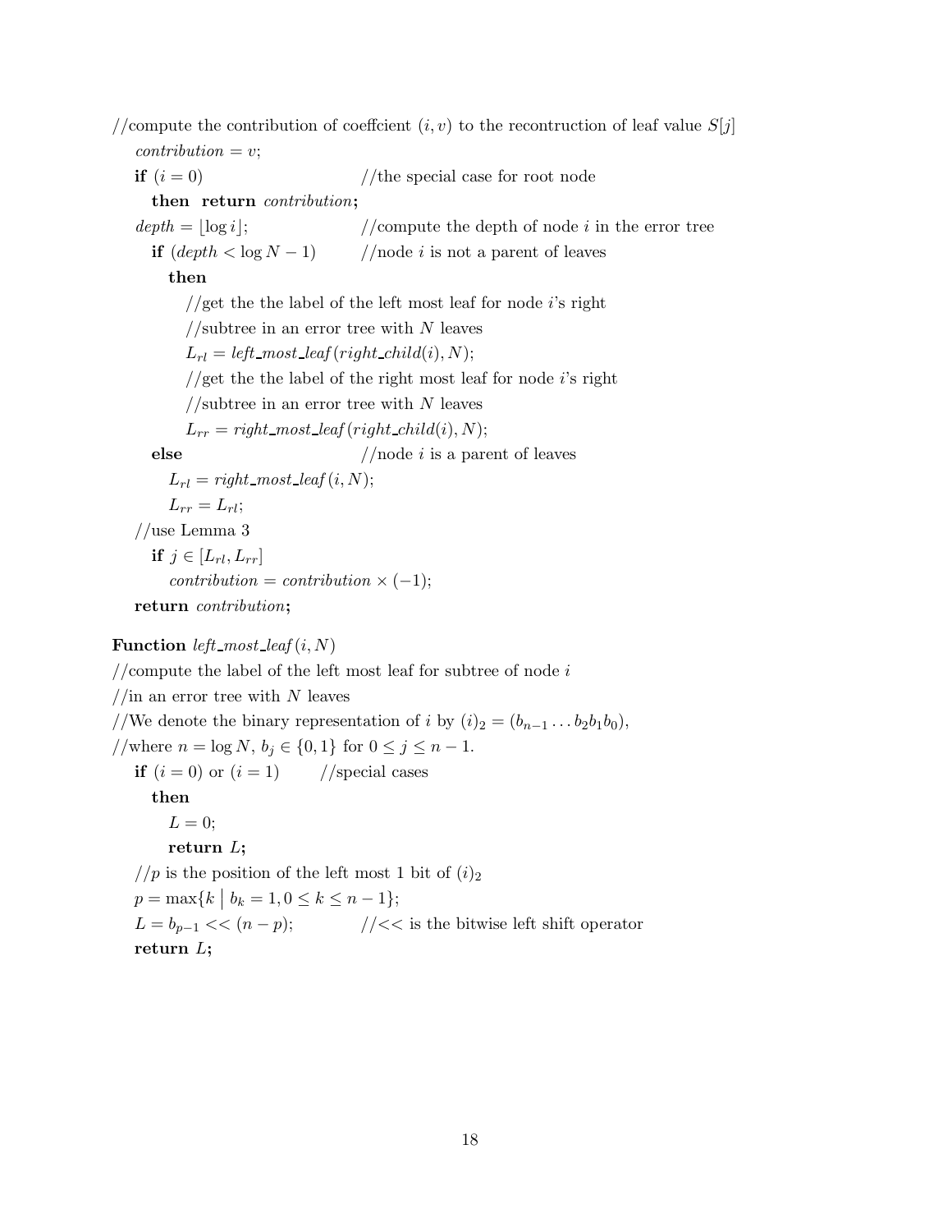//compute the contribution of coeffcient $(i, v)$ to the recontruction of leaf value $S[j]$

$\quad$ *contribution* $= v$;

$\quad$ **if** $(i = 0)$ $\qquad$ //the special case for root node

$\quad\quad$ **then return** *contribution*;

$\quad$ *depth* $= \lfloor \log i \rfloor$; $\qquad$ //compute the depth of node $i$ in the error tree

$\quad\quad$ **if** $(depth < \log N - 1)$ $\qquad$ //node $i$ is not a parent of leaves

$\quad\quad\quad$ **then**

$\quad\quad\quad\quad$ //get the the label of the left most leaf for node $i$'s right

$\quad\quad\quad\quad$ //subtree in an error tree with $N$ leaves

$\quad\quad\quad\quad$ $L_{rl} = \mathit{left\_most\_leaf}(\mathit{right\_child}(i), N)$;

$\quad\quad\quad\quad$ //get the the label of the right most leaf for node $i$'s right

$\quad\quad\quad\quad$ //subtree in an error tree with $N$ leaves

$\quad\quad\quad\quad$ $L_{rr} = \mathit{right\_most\_leaf}(\mathit{right\_child}(i), N)$;

$\quad\quad$ **else** $\qquad$ //node $i$ is a parent of leaves

$\quad\quad\quad$ $L_{rl} = \mathit{right\_most\_leaf}(i, N)$;

$\quad\quad\quad$ $L_{rr} = L_{rl}$;

$\quad$ //use Lemma 3

$\quad\quad$ **if** $j \in [L_{rl}, L_{rr}]$

$\quad\quad\quad$ *contribution* $=$ *contribution* $\times (-1)$;

$\quad$ **return** *contribution*;

**Function** *left\_most\_leaf* $(i, N)$

//compute the label of the left most leaf for subtree of node $i$

//in an error tree with $N$ leaves

//We denote the binary representation of $i$ by $(i)_2 = (b_{n-1} \ldots b_2 b_1 b_0)$,

//where $n = \log N$, $b_j \in \{0, 1\}$ for $0 \le j \le n - 1$.

$\quad$ **if** $(i = 0)$ or $(i = 1)$ $\qquad$ //special cases

$\quad\quad$ **then**

$\quad\quad\quad$ $L = 0$;

$\quad\quad\quad$ **return** $L$;

$\quad$ //$p$ is the position of the left most 1 bit of $(i)_2$

$\quad$ $p = \max\{k \mid b_k = 1, 0 \le k \le n - 1\}$;

$\quad$ $L = b_{p-1} << (n - p)$; $\qquad$ //$<<$ is the bitwise left shift operator

$\quad$ **return** $L$;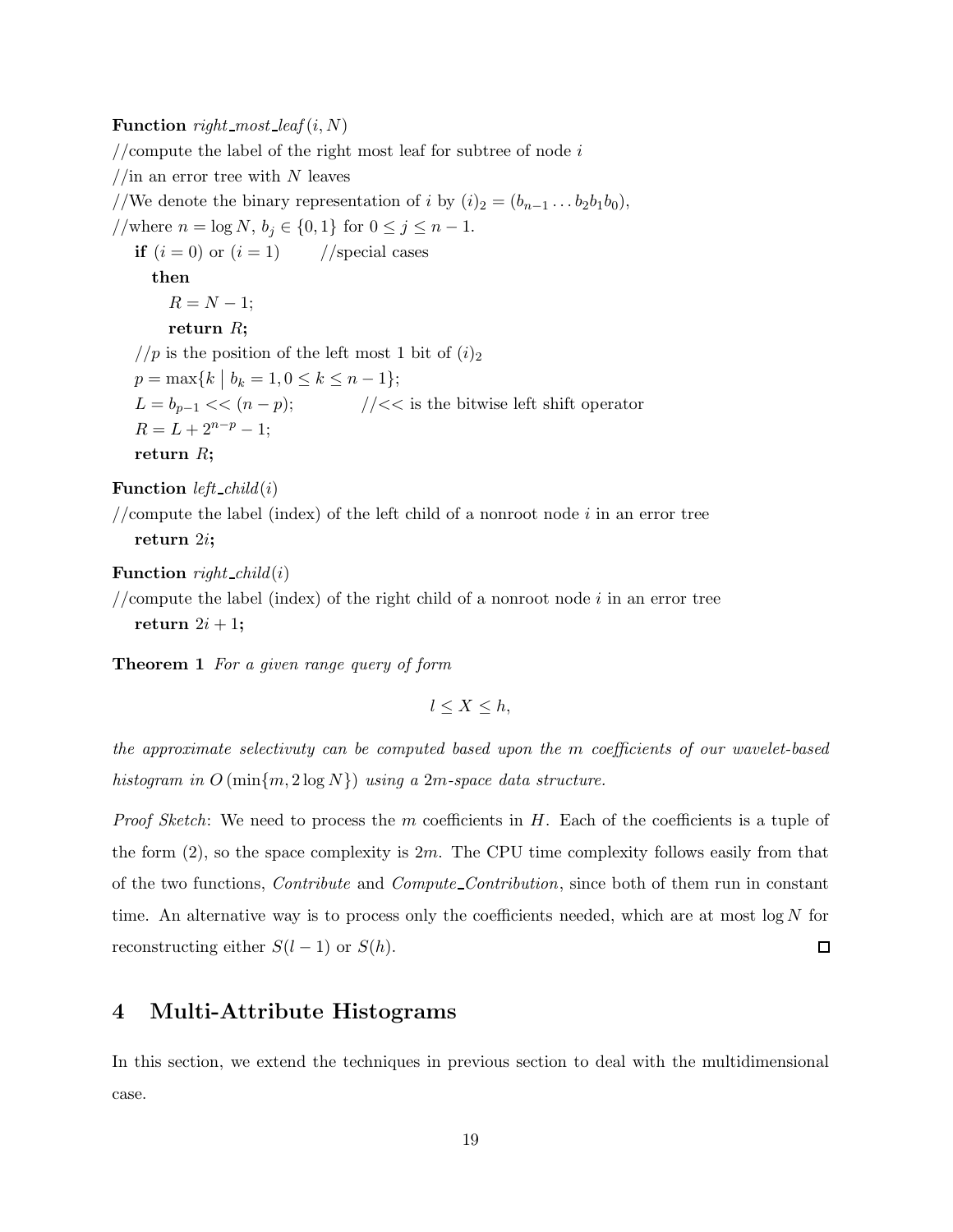**Function** *right_most_leaf*$(i, N)$
//compute the label of the right most leaf for subtree of node $i$
//in an error tree with $N$ leaves
//We denote the binary representation of $i$ by $(i)_2 = (b_{n-1} \dots b_2 b_1 b_0)$,
//where $n = \log N$, $b_j \in \{0, 1\}$ for $0 \leq j \leq n-1$.

  **if** $(i = 0)$ or $(i = 1)$    //special cases
    **then**
      $R = N - 1$;
      **return** $R$**;**
  //$p$ is the position of the left most 1 bit of $(i)_2$
  $p = \max\{k \mid b_k = 1, 0 \leq k \leq n-1\}$;
  $L = b_{p-1} << (n - p)$;     //$<<$ is the bitwise left shift operator
  $R = L + 2^{n-p} - 1$;
  **return** $R$**;**

**Function** *left_child*$(i)$
//compute the label (index) of the left child of a nonroot node $i$ in an error tree
  **return** $2i$**;**

**Function** *right_child*$(i)$
//compute the label (index) of the right child of a nonroot node $i$ in an error tree
  **return** $2i + 1$**;**

**Theorem 1** *For a given range query of form*

$$l \leq X \leq h,$$

*the approximate selectivuty can be computed based upon the $m$ coefficients of our wavelet-based histogram in $O(\min\{m, 2\log N\})$ using a $2m$-space data structure.*

*Proof Sketch*: We need to process the $m$ coefficients in $H$. Each of the coefficients is a tuple of the form (2), so the space complexity is $2m$. The CPU time complexity follows easily from that of the two functions, *Contribute* and *Compute_Contribution*, since both of them run in constant time. An alternative way is to process only the coefficients needed, which are at most $\log N$ for reconstructing either $S(l-1)$ or $S(h)$. □

# 4 Multi-Attribute Histograms

In this section, we extend the techniques in previous section to deal with the multidimensional case.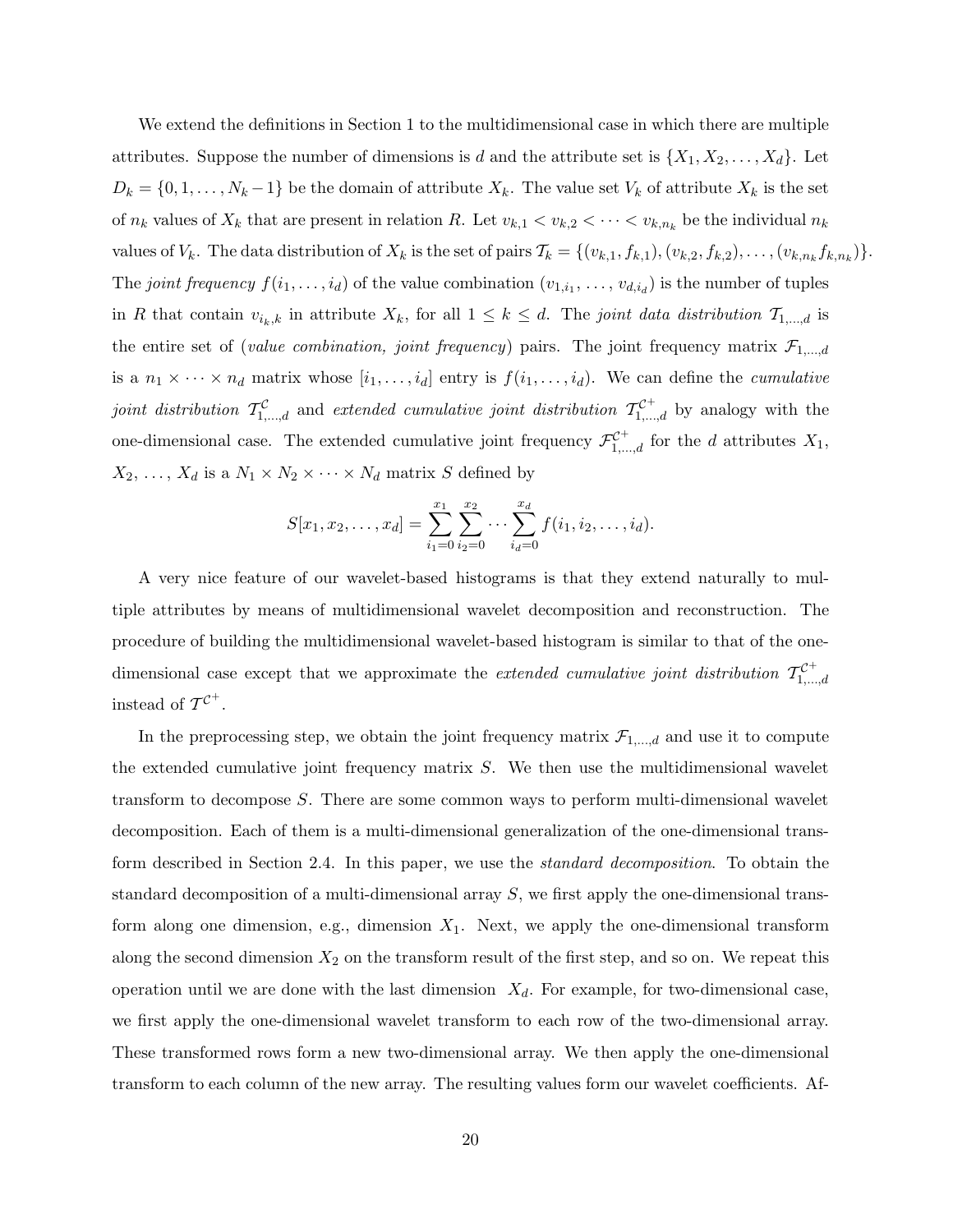We extend the definitions in Section 1 to the multidimensional case in which there are multiple attributes. Suppose the number of dimensions is $d$ and the attribute set is $\{X_1, X_2, \ldots, X_d\}$. Let $D_k = \{0, 1, \ldots, N_k - 1\}$ be the domain of attribute $X_k$. The value set $V_k$ of attribute $X_k$ is the set of $n_k$ values of $X_k$ that are present in relation $R$. Let $v_{k,1} < v_{k,2} < \cdots < v_{k,n_k}$ be the individual $n_k$ values of $V_k$. The data distribution of $X_k$ is the set of pairs $\mathcal{T}_k = \{(v_{k,1}, f_{k,1}), (v_{k,2}, f_{k,2}), \ldots, (v_{k,n_k} f_{k,n_k})\}$. The *joint frequency* $f(i_1, \ldots, i_d)$ of the value combination $(v_{1,i_1}, \ldots, v_{d,i_d})$ is the number of tuples in $R$ that contain $v_{i_k,k}$ in attribute $X_k$, for all $1 \leq k \leq d$. The *joint data distribution* $\mathcal{T}_{1,\ldots,d}$ is the entire set of (*value combination, joint frequency*) pairs. The joint frequency matrix $\mathcal{F}_{1,\ldots,d}$ is a $n_1 \times \cdots \times n_d$ matrix whose $[i_1, \ldots, i_d]$ entry is $f(i_1, \ldots, i_d)$. We can define the *cumulative joint distribution* $\mathcal{T}^{\mathcal{C}}_{1,\ldots,d}$ and *extended cumulative joint distribution* $\mathcal{T}^{\mathcal{C}^+}_{1,\ldots,d}$ by analogy with the one-dimensional case. The extended cumulative joint frequency $\mathcal{F}^{\mathcal{C}^+}_{1,\ldots,d}$ for the $d$ attributes $X_1$, $X_2$, $\ldots$, $X_d$ is a $N_1 \times N_2 \times \cdots \times N_d$ matrix $S$ defined by

$$S[x_1, x_2, \ldots, x_d] = \sum_{i_1=0}^{x_1} \sum_{i_2=0}^{x_2} \cdots \sum_{i_d=0}^{x_d} f(i_1, i_2, \ldots, i_d).$$

A very nice feature of our wavelet-based histograms is that they extend naturally to multiple attributes by means of multidimensional wavelet decomposition and reconstruction. The procedure of building the multidimensional wavelet-based histogram is similar to that of the one-dimensional case except that we approximate the *extended cumulative joint distribution* $\mathcal{T}^{\mathcal{C}^+}_{1,\ldots,d}$ instead of $\mathcal{T}^{\mathcal{C}^+}$.

In the preprocessing step, we obtain the joint frequency matrix $\mathcal{F}_{1,\ldots,d}$ and use it to compute the extended cumulative joint frequency matrix $S$. We then use the multidimensional wavelet transform to decompose $S$. There are some common ways to perform multi-dimensional wavelet decomposition. Each of them is a multi-dimensional generalization of the one-dimensional transform described in Section 2.4. In this paper, we use the *standard decomposition*. To obtain the standard decomposition of a multi-dimensional array $S$, we first apply the one-dimensional transform along one dimension, e.g., dimension $X_1$. Next, we apply the one-dimensional transform along the second dimension $X_2$ on the transform result of the first step, and so on. We repeat this operation until we are done with the last dimension $X_d$. For example, for two-dimensional case, we first apply the one-dimensional wavelet transform to each row of the two-dimensional array. These transformed rows form a new two-dimensional array. We then apply the one-dimensional transform to each column of the new array. The resulting values form our wavelet coefficients. Af-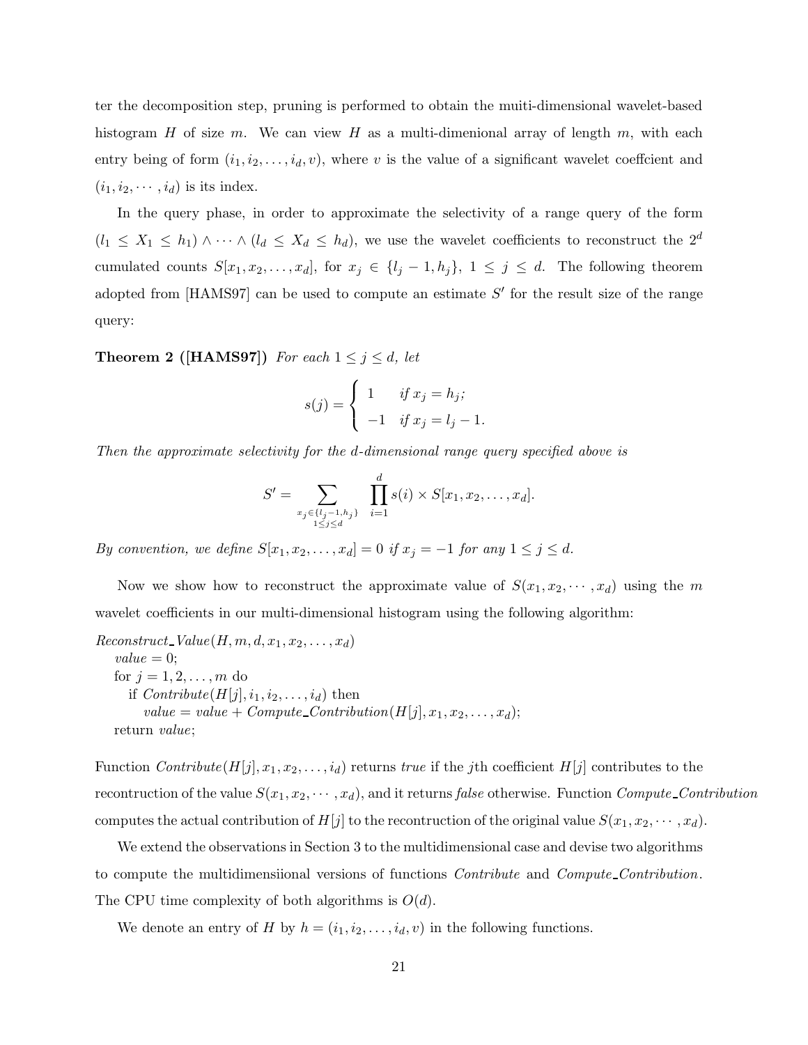ter the decomposition step, pruning is performed to obtain the muiti-dimensional wavelet-based histogram $H$ of size $m$. We can view $H$ as a multi-dimenional array of length $m$, with each entry being of form $(i_1, i_2, \ldots, i_d, v)$, where $v$ is the value of a significant wavelet coeffcient and $(i_1, i_2, \cdots, i_d)$ is its index.

In the query phase, in order to approximate the selectivity of a range query of the form $(l_1 \leq X_1 \leq h_1) \wedge \cdots \wedge (l_d \leq X_d \leq h_d)$, we use the wavelet coefficients to reconstruct the $2^d$ cumulated counts $S[x_1, x_2, \ldots, x_d]$, for $x_j \in \{l_j - 1, h_j\}$, $1 \leq j \leq d$. The following theorem adopted from [HAMS97] can be used to compute an estimate $S'$ for the result size of the range query:

**Theorem 2 ([HAMS97])** *For each* $1 \leq j \leq d$, *let*

$$s(j) = \begin{cases} 1 & \text{if } x_j = h_j; \\ -1 & \text{if } x_j = l_j - 1. \end{cases}$$

*Then the approximate selectivity for the d-dimensional range query specified above is*

$$S' = \sum_{\substack{x_j \in \{l_j - 1, h_j\} \\ 1 \leq j \leq d}} \prod_{i=1}^{d} s(i) \times S[x_1, x_2, \ldots, x_d].$$

*By convention, we define* $S[x_1, x_2, \ldots, x_d] = 0$ *if* $x_j = -1$ *for any* $1 \leq j \leq d$.

Now we show how to reconstruct the approximate value of $S(x_1, x_2, \cdots, x_d)$ using the $m$ wavelet coefficients in our multi-dimensional histogram using the following algorithm:

```
Reconstruct_Value(H, m, d, x1, x2, ..., xd)
    value = 0;
    for j = 1, 2, ..., m do
        if Contribute(H[j], i1, i2, ..., id) then
            value = value + Compute_Contribution(H[j], x1, x2, ..., xd);
    return value;
```

Function *Contribute*$(H[j], x_1, x_2, \ldots, i_d)$ returns *true* if the $j$th coefficient $H[j]$ contributes to the recontruction of the value $S(x_1, x_2, \cdots, x_d)$, and it returns *false* otherwise. Function *Compute_Contribution* computes the actual contribution of $H[j]$ to the recontruction of the original value $S(x_1, x_2, \cdots, x_d)$.

We extend the observations in Section 3 to the multidimensional case and devise two algorithms to compute the multidimensiional versions of functions *Contribute* and *Compute_Contribution*. The CPU time complexity of both algorithms is $O(d)$.

We denote an entry of $H$ by $h = (i_1, i_2, \ldots, i_d, v)$ in the following functions.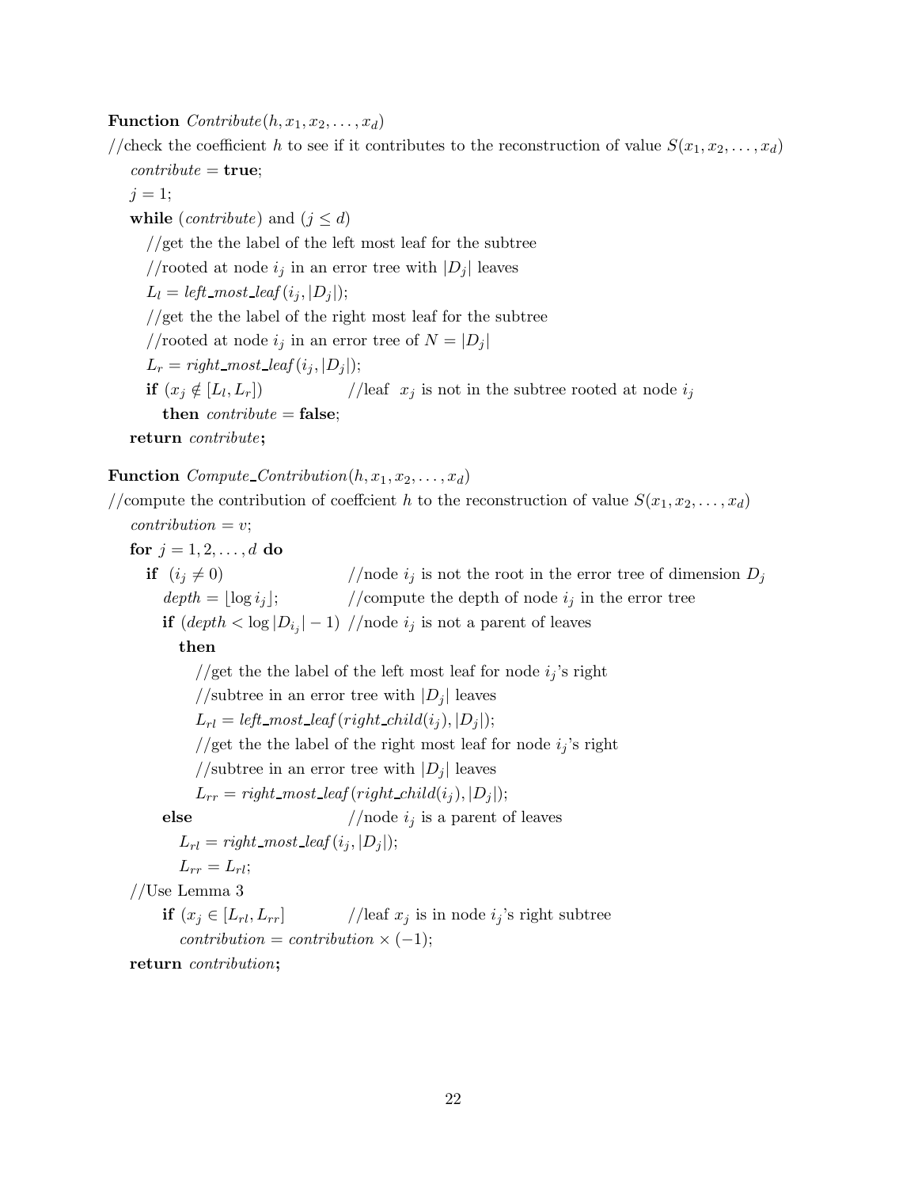**Function** *Contribute*$(h, x_1, x_2, \ldots, x_d)$

//check the coefficient $h$ to see if it contributes to the reconstruction of value $S(x_1, x_2, \ldots, x_d)$

```
contribute = true;
j = 1;
while (contribute) and (j ≤ d)
    //get the the label of the left most leaf for the subtree
    //rooted at node i_j in an error tree with |D_j| leaves
    L_l = left_most_leaf(i_j, |D_j|);
    //get the the label of the right most leaf for the subtree
    //rooted at node i_j in an error tree of N = |D_j|
    L_r = right_most_leaf(i_j, |D_j|);
    if (x_j ∉ [L_l, L_r])          //leaf x_j is not in the subtree rooted at node i_j
        then contribute = false;
return contribute;
```

**Function** *Compute_Contribution*$(h, x_1, x_2, \ldots, x_d)$

//compute the contribution of coeffcient $h$ to the reconstruction of value $S(x_1, x_2, \ldots, x_d)$

```
contribution = v;
for j = 1, 2, ..., d do
    if (i_j ≠ 0)                    //node i_j is not the root in the error tree of dimension D_j
        depth = ⌊log i_j⌋;          //compute the depth of node i_j in the error tree
        if (depth < log |D_{i_j}| − 1)  //node i_j is not a parent of leaves
            then
                //get the the label of the left most leaf for node i_j's right
                //subtree in an error tree with |D_j| leaves
                L_rl = left_most_leaf(right_child(i_j), |D_j|);
                //get the the label of the right most leaf for node i_j's right
                //subtree in an error tree with |D_j| leaves
                L_rr = right_most_leaf(right_child(i_j), |D_j|);
        else                        //node i_j is a parent of leaves
            L_rl = right_most_leaf(i_j, |D_j|);
            L_rr = L_rl;
    //Use Lemma 3
        if (x_j ∈ [L_rl, L_rr]      //leaf x_j is in node i_j's right subtree
            contribution = contribution × (−1);
return contribution;
```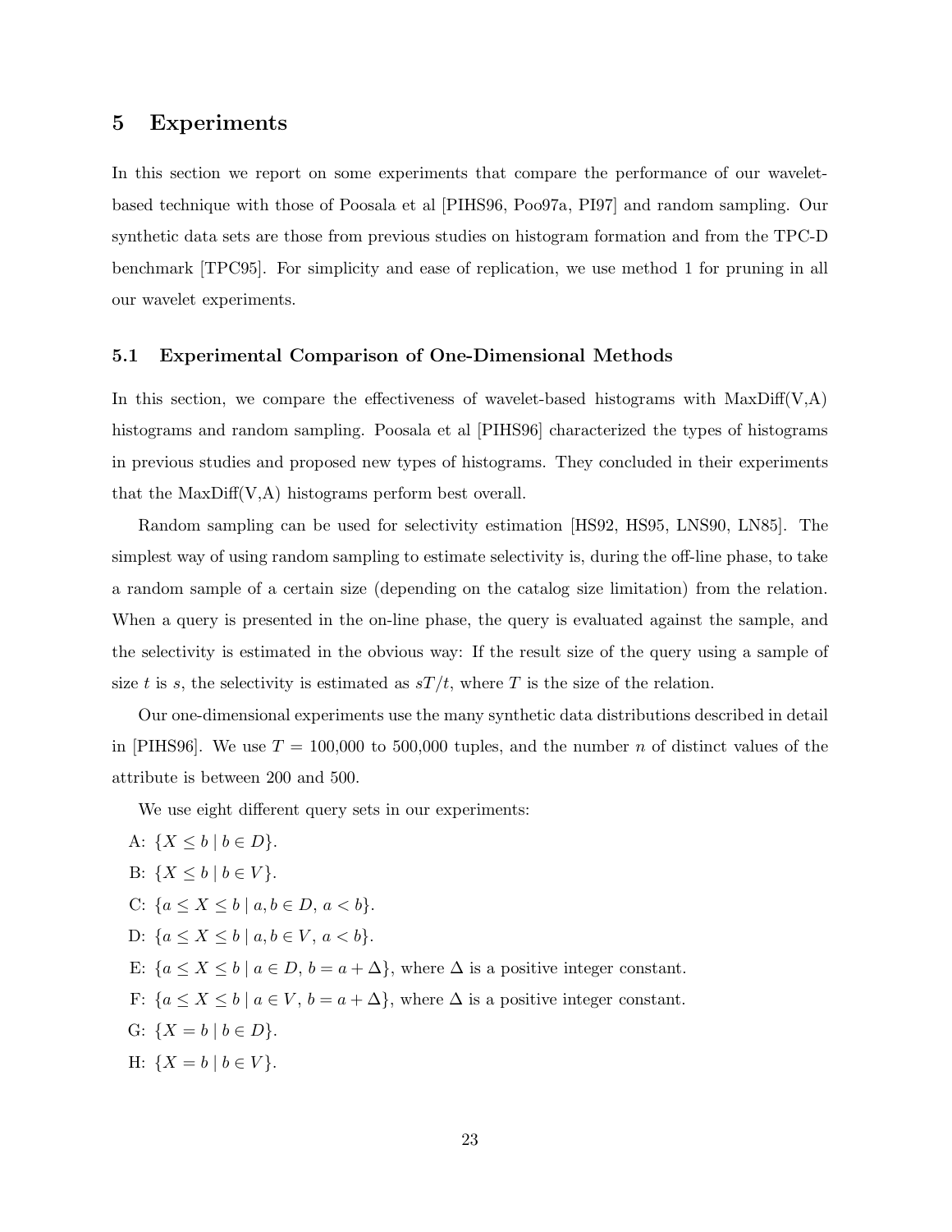## 5 Experiments

In this section we report on some experiments that compare the performance of our wavelet-based technique with those of Poosala et al [PIHS96, Poo97a, PI97] and random sampling. Our synthetic data sets are those from previous studies on histogram formation and from the TPC-D benchmark [TPC95]. For simplicity and ease of replication, we use method 1 for pruning in all our wavelet experiments.

### 5.1 Experimental Comparison of One-Dimensional Methods

In this section, we compare the effectiveness of wavelet-based histograms with MaxDiff(V,A) histograms and random sampling. Poosala et al [PIHS96] characterized the types of histograms in previous studies and proposed new types of histograms. They concluded in their experiments that the MaxDiff(V,A) histograms perform best overall.

Random sampling can be used for selectivity estimation [HS92, HS95, LNS90, LN85]. The simplest way of using random sampling to estimate selectivity is, during the off-line phase, to take a random sample of a certain size (depending on the catalog size limitation) from the relation. When a query is presented in the on-line phase, the query is evaluated against the sample, and the selectivity is estimated in the obvious way: If the result size of the query using a sample of size $t$ is $s$, the selectivity is estimated as $sT/t$, where $T$ is the size of the relation.

Our one-dimensional experiments use the many synthetic data distributions described in detail in [PIHS96]. We use $T$ = 100,000 to 500,000 tuples, and the number $n$ of distinct values of the attribute is between 200 and 500.

We use eight different query sets in our experiments:

A: $\{X \leq b \mid b \in D\}$.

B: $\{X \leq b \mid b \in V\}$.

C: $\{a \leq X \leq b \mid a, b \in D,\ a < b\}$.

D: $\{a \leq X \leq b \mid a, b \in V,\ a < b\}$.

E: $\{a \leq X \leq b \mid a \in D,\ b = a + \Delta\}$, where $\Delta$ is a positive integer constant.

F: $\{a \leq X \leq b \mid a \in V,\ b = a + \Delta\}$, where $\Delta$ is a positive integer constant.

G: $\{X = b \mid b \in D\}$.

H: $\{X = b \mid b \in V\}$.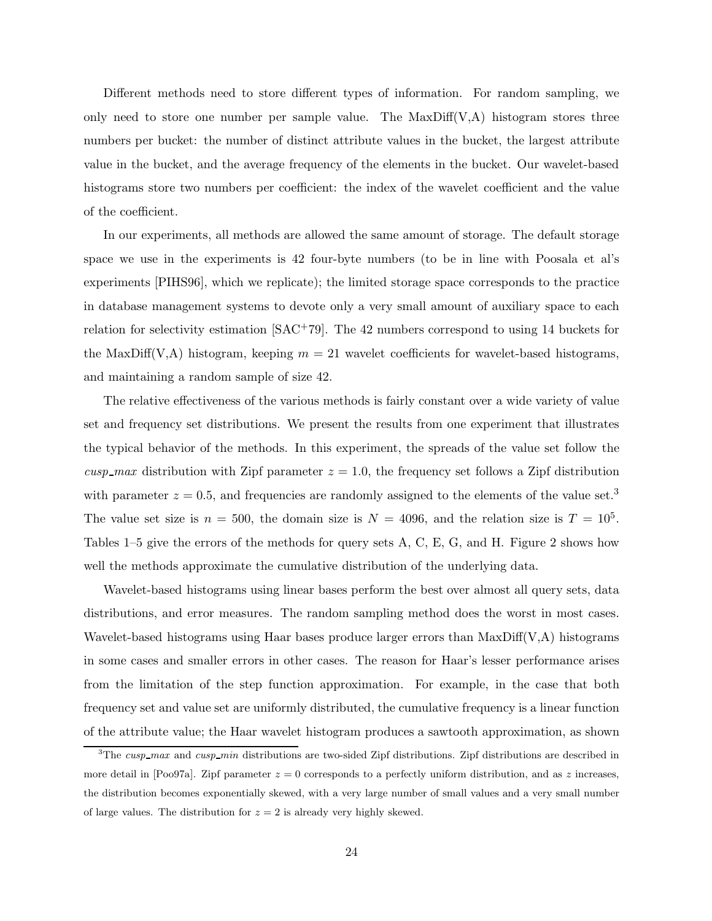Different methods need to store different types of information. For random sampling, we only need to store one number per sample value. The MaxDiff(V,A) histogram stores three numbers per bucket: the number of distinct attribute values in the bucket, the largest attribute value in the bucket, and the average frequency of the elements in the bucket. Our wavelet-based histograms store two numbers per coefficient: the index of the wavelet coefficient and the value of the coefficient.

In our experiments, all methods are allowed the same amount of storage. The default storage space we use in the experiments is 42 four-byte numbers (to be in line with Poosala et al's experiments [PIHS96], which we replicate); the limited storage space corresponds to the practice in database management systems to devote only a very small amount of auxiliary space to each relation for selectivity estimation [SAC+79]. The 42 numbers correspond to using 14 buckets for the MaxDiff(V,A) histogram, keeping $m = 21$ wavelet coefficients for wavelet-based histograms, and maintaining a random sample of size 42.

The relative effectiveness of the various methods is fairly constant over a wide variety of value set and frequency set distributions. We present the results from one experiment that illustrates the typical behavior of the methods. In this experiment, the spreads of the value set follow the *cusp_max* distribution with Zipf parameter $z = 1.0$, the frequency set follows a Zipf distribution with parameter $z = 0.5$, and frequencies are randomly assigned to the elements of the value set.[3] The value set size is $n = 500$, the domain size is $N = 4096$, and the relation size is $T = 10^5$. Tables 1–5 give the errors of the methods for query sets A, C, E, G, and H. Figure 2 shows how well the methods approximate the cumulative distribution of the underlying data.

Wavelet-based histograms using linear bases perform the best over almost all query sets, data distributions, and error measures. The random sampling method does the worst in most cases. Wavelet-based histograms using Haar bases produce larger errors than MaxDiff(V,A) histograms in some cases and smaller errors in other cases. The reason for Haar's lesser performance arises from the limitation of the step function approximation. For example, in the case that both frequency set and value set are uniformly distributed, the cumulative frequency is a linear function of the attribute value; the Haar wavelet histogram produces a sawtooth approximation, as shown

---

[3] The *cusp_max* and *cusp_min* distributions are two-sided Zipf distributions. Zipf distributions are described in more detail in [Poo97a]. Zipf parameter $z = 0$ corresponds to a perfectly uniform distribution, and as $z$ increases, the distribution becomes exponentially skewed, with a very large number of small values and a very small number of large values. The distribution for $z = 2$ is already very highly skewed.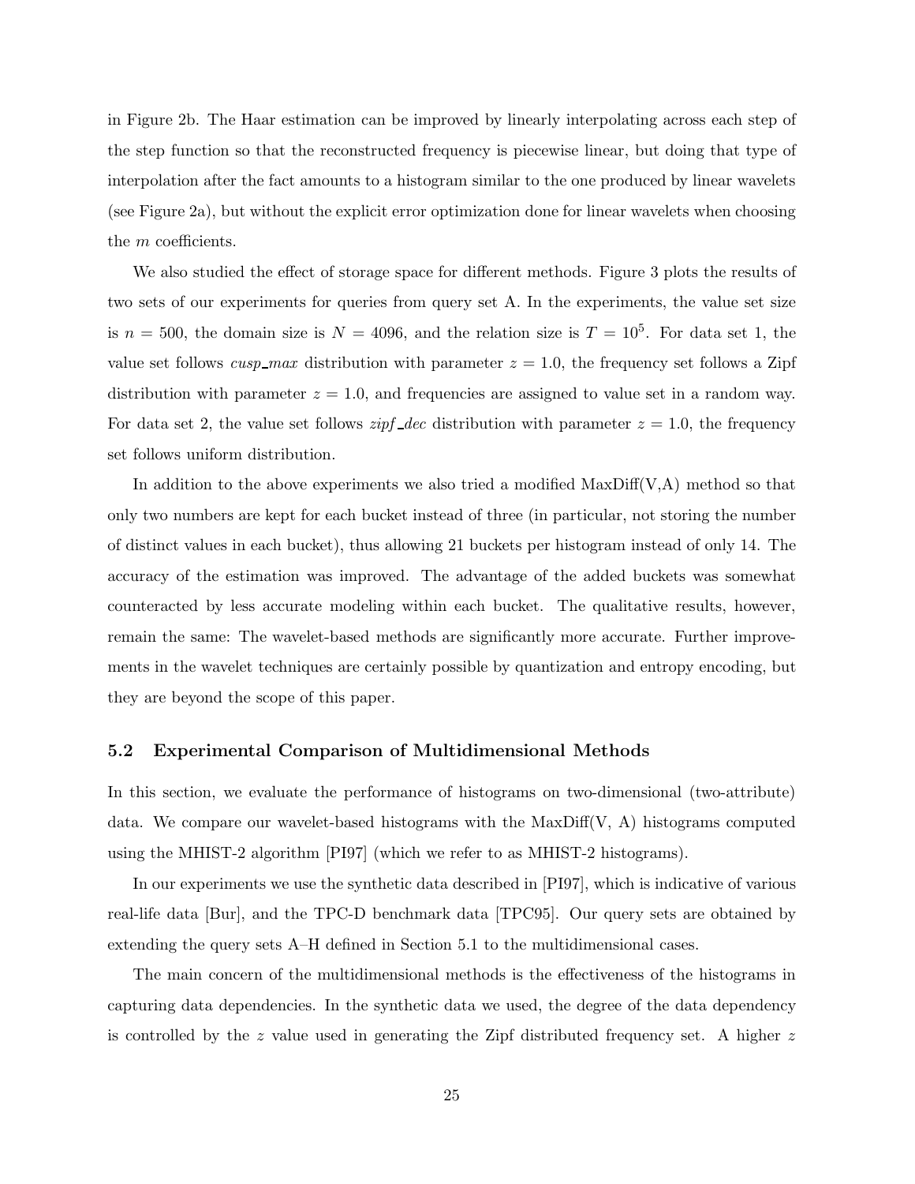in Figure 2b. The Haar estimation can be improved by linearly interpolating across each step of the step function so that the reconstructed frequency is piecewise linear, but doing that type of interpolation after the fact amounts to a histogram similar to the one produced by linear wavelets (see Figure 2a), but without the explicit error optimization done for linear wavelets when choosing the $m$ coefficients.

We also studied the effect of storage space for different methods. Figure 3 plots the results of two sets of our experiments for queries from query set A. In the experiments, the value set size is $n = 500$, the domain size is $N = 4096$, and the relation size is $T = 10^5$. For data set 1, the value set follows *cusp_max* distribution with parameter $z = 1.0$, the frequency set follows a Zipf distribution with parameter $z = 1.0$, and frequencies are assigned to value set in a random way. For data set 2, the value set follows *zipf_dec* distribution with parameter $z = 1.0$, the frequency set follows uniform distribution.

In addition to the above experiments we also tried a modified MaxDiff(V,A) method so that only two numbers are kept for each bucket instead of three (in particular, not storing the number of distinct values in each bucket), thus allowing 21 buckets per histogram instead of only 14. The accuracy of the estimation was improved. The advantage of the added buckets was somewhat counteracted by less accurate modeling within each bucket. The qualitative results, however, remain the same: The wavelet-based methods are significantly more accurate. Further improvements in the wavelet techniques are certainly possible by quantization and entropy encoding, but they are beyond the scope of this paper.

### 5.2 Experimental Comparison of Multidimensional Methods

In this section, we evaluate the performance of histograms on two-dimensional (two-attribute) data. We compare our wavelet-based histograms with the MaxDiff(V, A) histograms computed using the MHIST-2 algorithm [PI97] (which we refer to as MHIST-2 histograms).

In our experiments we use the synthetic data described in [PI97], which is indicative of various real-life data [Bur], and the TPC-D benchmark data [TPC95]. Our query sets are obtained by extending the query sets A–H defined in Section 5.1 to the multidimensional cases.

The main concern of the multidimensional methods is the effectiveness of the histograms in capturing data dependencies. In the synthetic data we used, the degree of the data dependency is controlled by the $z$ value used in generating the Zipf distributed frequency set. A higher $z$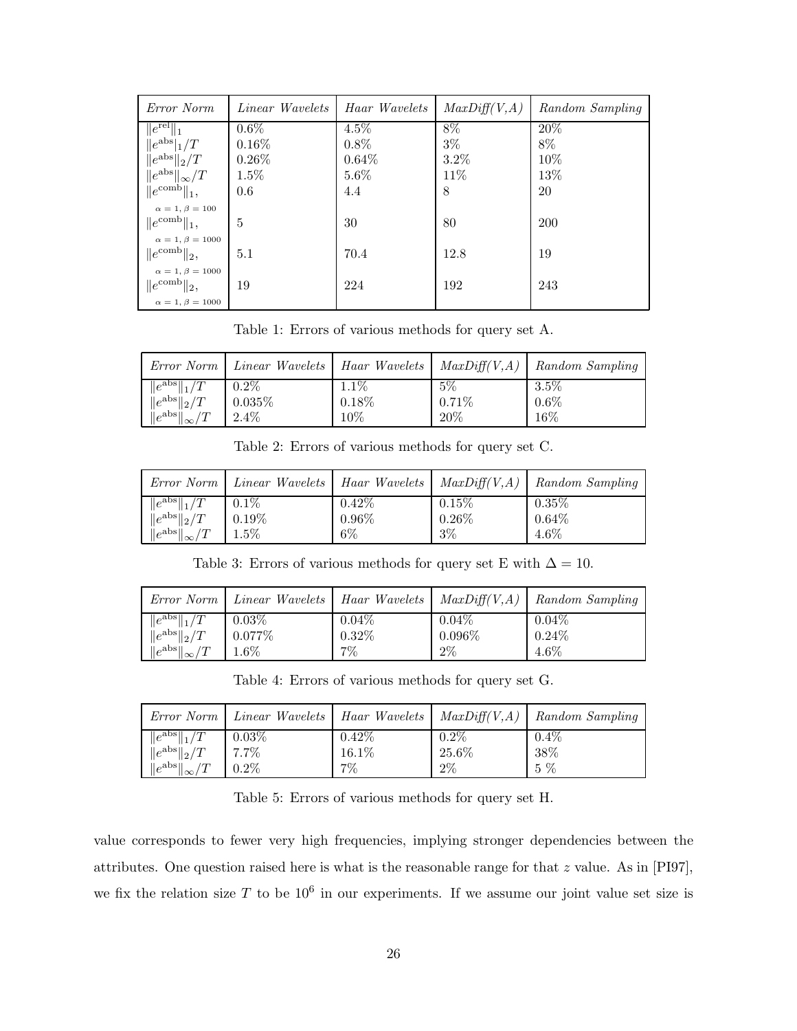| *Error Norm* | *Linear Wavelets* | *Haar Wavelets* | *MaxDiff(V,A)* | *Random Sampling* |
|---|---|---|---|---|
| $\|e^{\text{rel}}\|_1$ | 0.6% | 4.5% | 8% | 20% |
| $\|e^{\text{abs}}\|_1/T$ | 0.16% | 0.8% | 3% | 8% |
| $\|e^{\text{abs}}\|_2/T$ | 0.26% | 0.64% | 3.2% | 10% |
| $\|e^{\text{abs}}\|_\infty/T$ | 1.5% | 5.6% | 11% | 13% |
| $\|e^{\text{comb}}\|_1$, $\alpha = 1, \beta = 100$ | 0.6 | 4.4 | 8 | 20 |
| $\|e^{\text{comb}}\|_1$, $\alpha = 1, \beta = 1000$ | 5 | 30 | 80 | 200 |
| $\|e^{\text{comb}}\|_2$, $\alpha = 1, \beta = 1000$ | 5.1 | 70.4 | 12.8 | 19 |
| $\|e^{\text{comb}}\|_2$, $\alpha = 1, \beta = 1000$ | 19 | 224 | 192 | 243 |

Table 1: Errors of various methods for query set A.

| *Error Norm* | *Linear Wavelets* | *Haar Wavelets* | *MaxDiff(V,A)* | *Random Sampling* |
|---|---|---|---|---|
| $\|e^{\text{abs}}\|_1/T$ | 0.2% | 1.1% | 5% | 3.5% |
| $\|e^{\text{abs}}\|_2/T$ | 0.035% | 0.18% | 0.71% | 0.6% |
| $\|e^{\text{abs}}\|_\infty/T$ | 2.4% | 10% | 20% | 16% |

Table 2: Errors of various methods for query set C.

| *Error Norm* | *Linear Wavelets* | *Haar Wavelets* | *MaxDiff(V,A)* | *Random Sampling* |
|---|---|---|---|---|
| $\|e^{\text{abs}}\|_1/T$ | 0.1% | 0.42% | 0.15% | 0.35% |
| $\|e^{\text{abs}}\|_2/T$ | 0.19% | 0.96% | 0.26% | 0.64% |
| $\|e^{\text{abs}}\|_\infty/T$ | 1.5% | 6% | 3% | 4.6% |

Table 3: Errors of various methods for query set E with $\Delta = 10$.

| *Error Norm* | *Linear Wavelets* | *Haar Wavelets* | *MaxDiff(V,A)* | *Random Sampling* |
|---|---|---|---|---|
| $\|e^{\text{abs}}\|_1/T$ | 0.03% | 0.04% | 0.04% | 0.04% |
| $\|e^{\text{abs}}\|_2/T$ | 0.077% | 0.32% | 0.096% | 0.24% |
| $\|e^{\text{abs}}\|_\infty/T$ | 1.6% | 7% | 2% | 4.6% |

Table 4: Errors of various methods for query set G.

| *Error Norm* | *Linear Wavelets* | *Haar Wavelets* | *MaxDiff(V,A)* | *Random Sampling* |
|---|---|---|---|---|
| $\|e^{\text{abs}}\|_1/T$ | 0.03% | 0.42% | 0.2% | 0.4% |
| $\|e^{\text{abs}}\|_2/T$ | 7.7% | 16.1% | 25.6% | 38% |
| $\|e^{\text{abs}}\|_\infty/T$ | 0.2% | 7% | 2% | 5 % |

Table 5: Errors of various methods for query set H.

value corresponds to fewer very high frequencies, implying stronger dependencies between the attributes. One question raised here is what is the reasonable range for that $z$ value. As in [PI97], we fix the relation size $T$ to be $10^6$ in our experiments. If we assume our joint value set size is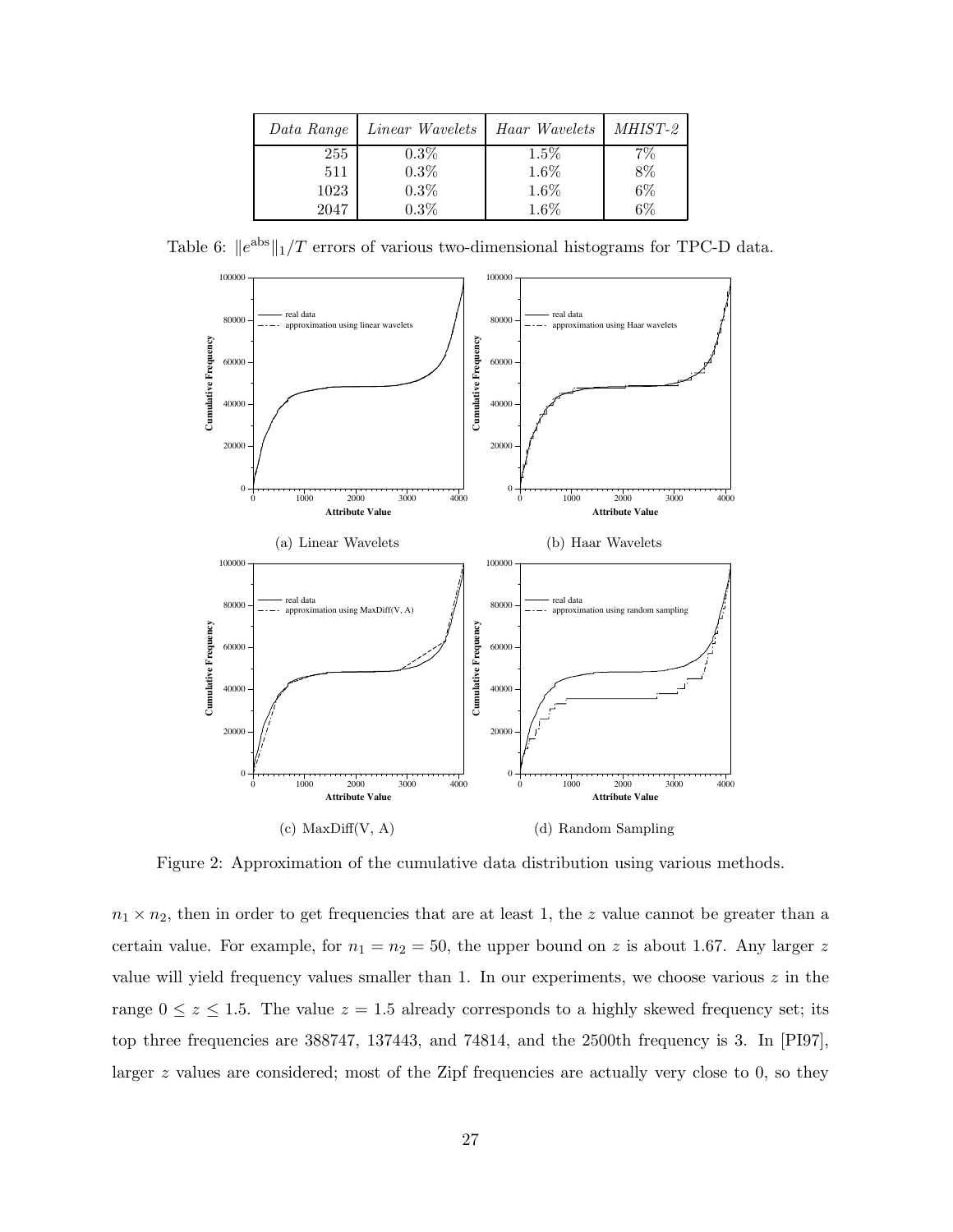| *Data Range* | *Linear Wavelets* | *Haar Wavelets* | *MHIST-2* |
|---|---|---|---|
| 255 | 0.3% | 1.5% | 7% |
| 511 | 0.3% | 1.6% | 8% |
| 1023 | 0.3% | 1.6% | 6% |
| 2047 | 0.3% | 1.6% | 6% |

Table 6: $\|e^{\text{abs}}\|_1/T$ errors of various two-dimensional histograms for TPC-D data.

(a) Linear Wavelets

(b) Haar Wavelets

(c) MaxDiff(V, A)

(d) Random Sampling

Figure 2: Approximation of the cumulative data distribution using various methods.

$n_1 \times n_2$, then in order to get frequencies that are at least 1, the $z$ value cannot be greater than a certain value. For example, for $n_1 = n_2 = 50$, the upper bound on $z$ is about 1.67. Any larger $z$ value will yield frequency values smaller than 1. In our experiments, we choose various $z$ in the range $0 \leq z \leq 1.5$. The value $z = 1.5$ already corresponds to a highly skewed frequency set; its top three frequencies are 388747, 137443, and 74814, and the 2500th frequency is 3. In [PI97], larger $z$ values are considered; most of the Zipf frequencies are actually very close to 0, so they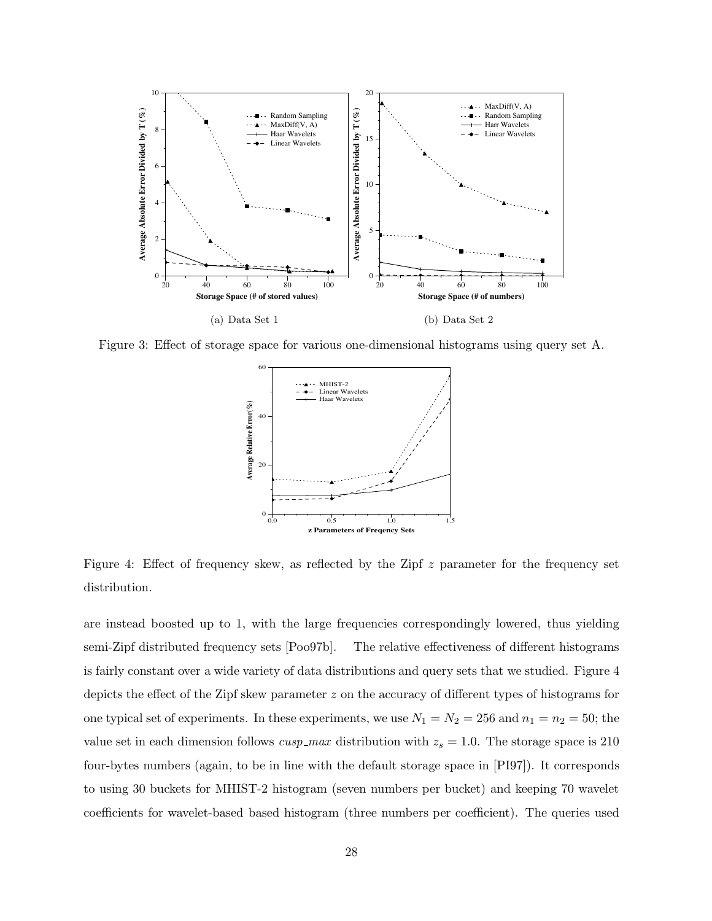(a) Data Set 1

(b) Data Set 2

Figure 3: Effect of storage space for various one-dimensional histograms using query set A.

Figure 4: Effect of frequency skew, as reflected by the Zipf $z$ parameter for the frequency set distribution.

are instead boosted up to 1, with the large frequencies correspondingly lowered, thus yielding semi-Zipf distributed frequency sets [Poo97b]. The relative effectiveness of different histograms is fairly constant over a wide variety of data distributions and query sets that we studied. Figure 4 depicts the effect of the Zipf skew parameter $z$ on the accuracy of different types of histograms for one typical set of experiments. In these experiments, we use $N_1 = N_2 = 256$ and $n_1 = n_2 = 50$; the value set in each dimension follows *cusp_max* distribution with $z_s = 1.0$. The storage space is 210 four-bytes numbers (again, to be in line with the default storage space in [PI97]). It corresponds to using 30 buckets for MHIST-2 histogram (seven numbers per bucket) and keeping 70 wavelet coefficients for wavelet-based based histogram (three numbers per coefficient). The queries used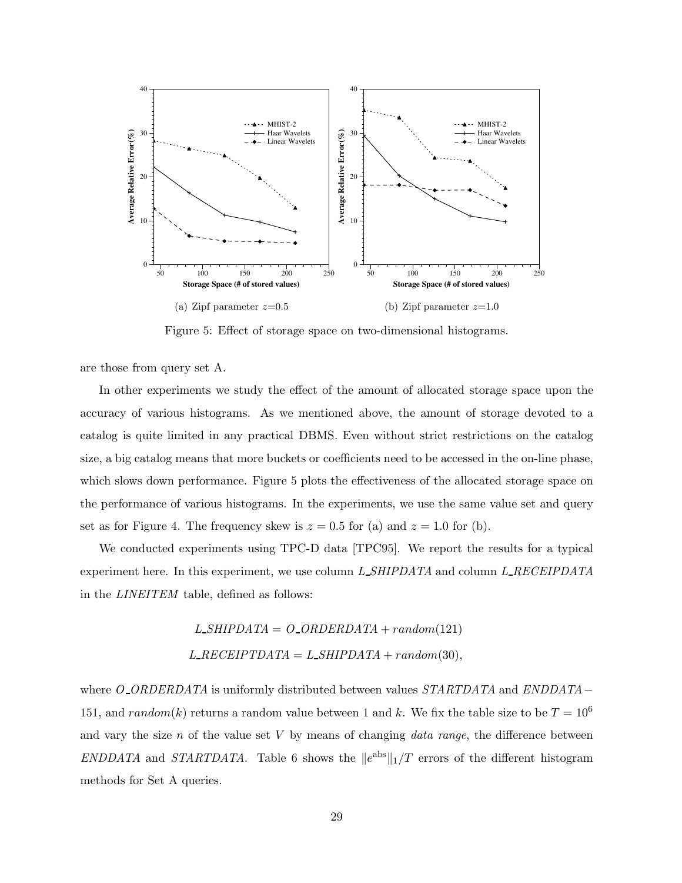(a) Zipf parameter $z$=0.5

(b) Zipf parameter $z$=1.0

Figure 5: Effect of storage space on two-dimensional histograms.

are those from query set A.

In other experiments we study the effect of the amount of allocated storage space upon the accuracy of various histograms. As we mentioned above, the amount of storage devoted to a catalog is quite limited in any practical DBMS. Even without strict restrictions on the catalog size, a big catalog means that more buckets or coefficients need to be accessed in the on-line phase, which slows down performance. Figure 5 plots the effectiveness of the allocated storage space on the performance of various histograms. In the experiments, we use the same value set and query set as for Figure 4. The frequency skew is $z = 0.5$ for (a) and $z = 1.0$ for (b).

We conducted experiments using TPC-D data [TPC95]. We report the results for a typical experiment here. In this experiment, we use column *L_SHIPDATA* and column *L_RECEIPDATA* in the *LINEITEM* table, defined as follows:

$$L\_SHIPDATA = O\_ORDERDATA + random(121)$$

$$L\_RECEIPTDATA = L\_SHIPDATA + random(30),$$

where *O_ORDERDATA* is uniformly distributed between values *STARTDATA* and *ENDDATA*−151, and $random(k)$ returns a random value between 1 and $k$. We fix the table size to be $T = 10^6$ and vary the size $n$ of the value set $V$ by means of changing *data range*, the difference between *ENDDATA* and *STARTDATA*. Table 6 shows the $\|e^{\text{abs}}\|_1/T$ errors of the different histogram methods for Set A queries.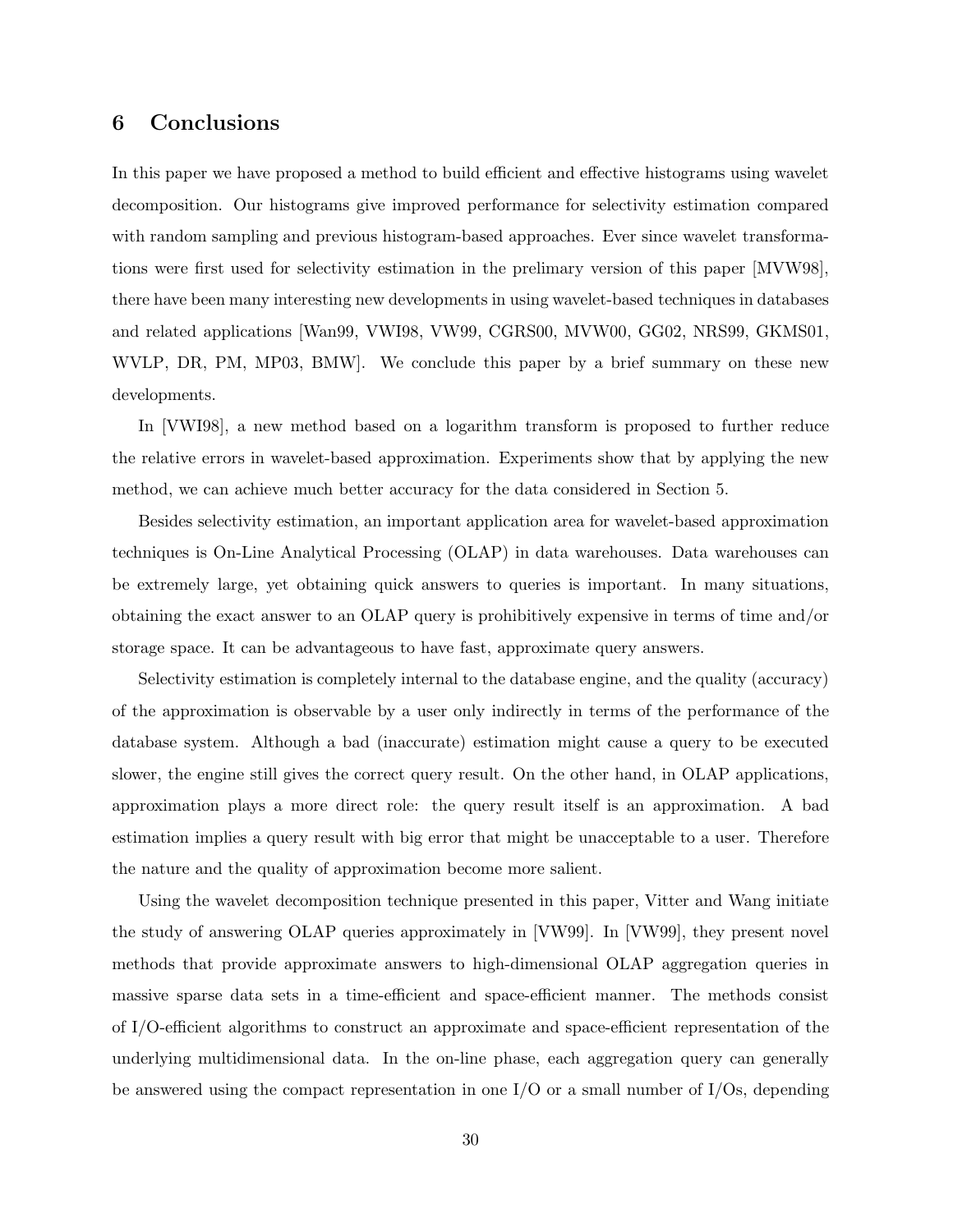## 6 Conclusions

In this paper we have proposed a method to build efficient and effective histograms using wavelet decomposition. Our histograms give improved performance for selectivity estimation compared with random sampling and previous histogram-based approaches. Ever since wavelet transformations were first used for selectivity estimation in the prelimary version of this paper [MVW98], there have been many interesting new developments in using wavelet-based techniques in databases and related applications [Wan99, VWI98, VW99, CGRS00, MVW00, GG02, NRS99, GKMS01, WVLP, DR, PM, MP03, BMW]. We conclude this paper by a brief summary on these new developments.

In [VWI98], a new method based on a logarithm transform is proposed to further reduce the relative errors in wavelet-based approximation. Experiments show that by applying the new method, we can achieve much better accuracy for the data considered in Section 5.

Besides selectivity estimation, an important application area for wavelet-based approximation techniques is On-Line Analytical Processing (OLAP) in data warehouses. Data warehouses can be extremely large, yet obtaining quick answers to queries is important. In many situations, obtaining the exact answer to an OLAP query is prohibitively expensive in terms of time and/or storage space. It can be advantageous to have fast, approximate query answers.

Selectivity estimation is completely internal to the database engine, and the quality (accuracy) of the approximation is observable by a user only indirectly in terms of the performance of the database system. Although a bad (inaccurate) estimation might cause a query to be executed slower, the engine still gives the correct query result. On the other hand, in OLAP applications, approximation plays a more direct role: the query result itself is an approximation. A bad estimation implies a query result with big error that might be unacceptable to a user. Therefore the nature and the quality of approximation become more salient.

Using the wavelet decomposition technique presented in this paper, Vitter and Wang initiate the study of answering OLAP queries approximately in [VW99]. In [VW99], they present novel methods that provide approximate answers to high-dimensional OLAP aggregation queries in massive sparse data sets in a time-efficient and space-efficient manner. The methods consist of I/O-efficient algorithms to construct an approximate and space-efficient representation of the underlying multidimensional data. In the on-line phase, each aggregation query can generally be answered using the compact representation in one I/O or a small number of I/Os, depending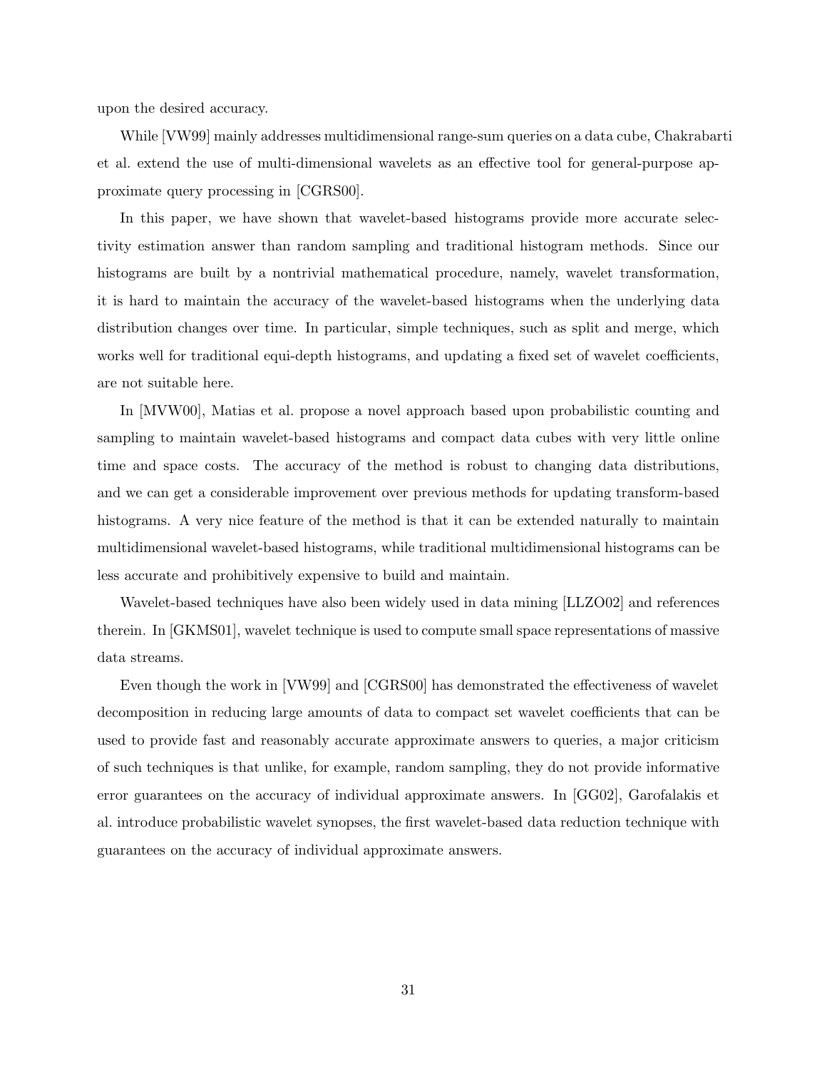upon the desired accuracy.

While [VW99] mainly addresses multidimensional range-sum queries on a data cube, Chakrabarti et al. extend the use of multi-dimensional wavelets as an effective tool for general-purpose approximate query processing in [CGRS00].

In this paper, we have shown that wavelet-based histograms provide more accurate selectivity estimation answer than random sampling and traditional histogram methods. Since our histograms are built by a nontrivial mathematical procedure, namely, wavelet transformation, it is hard to maintain the accuracy of the wavelet-based histograms when the underlying data distribution changes over time. In particular, simple techniques, such as split and merge, which works well for traditional equi-depth histograms, and updating a fixed set of wavelet coefficients, are not suitable here.

In [MVW00], Matias et al. propose a novel approach based upon probabilistic counting and sampling to maintain wavelet-based histograms and compact data cubes with very little online time and space costs. The accuracy of the method is robust to changing data distributions, and we can get a considerable improvement over previous methods for updating transform-based histograms. A very nice feature of the method is that it can be extended naturally to maintain multidimensional wavelet-based histograms, while traditional multidimensional histograms can be less accurate and prohibitively expensive to build and maintain.

Wavelet-based techniques have also been widely used in data mining [LLZO02] and references therein. In [GKMS01], wavelet technique is used to compute small space representations of massive data streams.

Even though the work in [VW99] and [CGRS00] has demonstrated the effectiveness of wavelet decomposition in reducing large amounts of data to compact set wavelet coefficients that can be used to provide fast and reasonably accurate approximate answers to queries, a major criticism of such techniques is that unlike, for example, random sampling, they do not provide informative error guarantees on the accuracy of individual approximate answers. In [GG02], Garofalakis et al. introduce probabilistic wavelet synopses, the first wavelet-based data reduction technique with guarantees on the accuracy of individual approximate answers.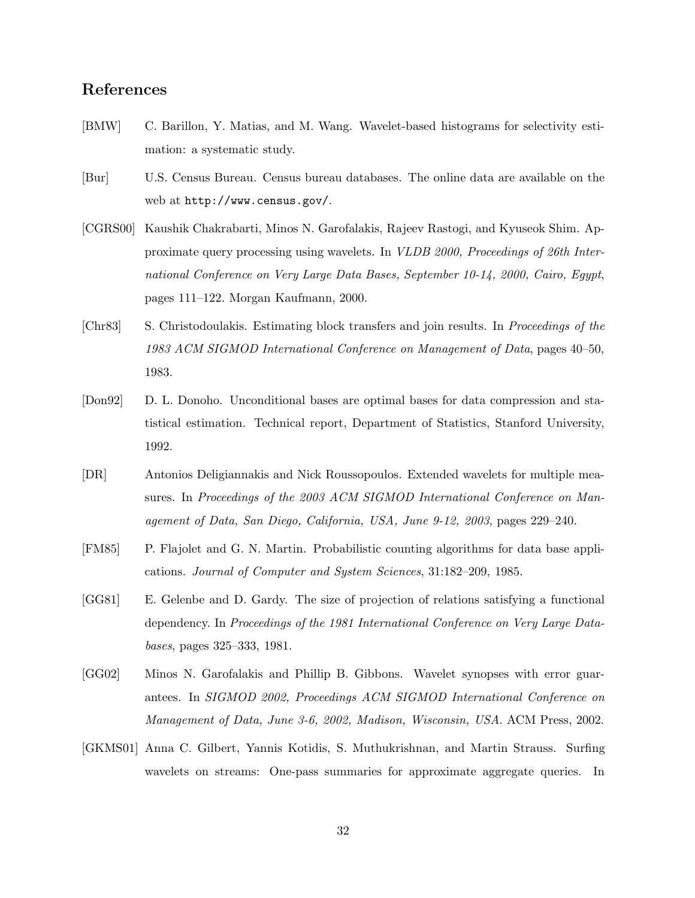## References

[BMW] C. Barillon, Y. Matias, and M. Wang. Wavelet-based histograms for selectivity estimation: a systematic study.

[Bur] U.S. Census Bureau. Census bureau databases. The online data are available on the web at `http://www.census.gov/`.

[CGRS00] Kaushik Chakrabarti, Minos N. Garofalakis, Rajeev Rastogi, and Kyuseok Shim. Approximate query processing using wavelets. In *VLDB 2000, Proceedings of 26th International Conference on Very Large Data Bases, September 10-14, 2000, Cairo, Egypt*, pages 111–122. Morgan Kaufmann, 2000.

[Chr83] S. Christodoulakis. Estimating block transfers and join results. In *Proceedings of the 1983 ACM SIGMOD International Conference on Management of Data*, pages 40–50, 1983.

[Don92] D. L. Donoho. Unconditional bases are optimal bases for data compression and statistical estimation. Technical report, Department of Statistics, Stanford University, 1992.

[DR] Antonios Deligiannakis and Nick Roussopoulos. Extended wavelets for multiple measures. In *Proceedings of the 2003 ACM SIGMOD International Conference on Management of Data, San Diego, California, USA, June 9-12, 2003*, pages 229–240.

[FM85] P. Flajolet and G. N. Martin. Probabilistic counting algorithms for data base applications. *Journal of Computer and System Sciences*, 31:182–209, 1985.

[GG81] E. Gelenbe and D. Gardy. The size of projection of relations satisfying a functional dependency. In *Proceedings of the 1981 International Conference on Very Large Databases*, pages 325–333, 1981.

[GG02] Minos N. Garofalakis and Phillip B. Gibbons. Wavelet synopses with error guarantees. In *SIGMOD 2002, Proceedings ACM SIGMOD International Conference on Management of Data, June 3-6, 2002, Madison, Wisconsin, USA*. ACM Press, 2002.

[GKMS01] Anna C. Gilbert, Yannis Kotidis, S. Muthukrishnan, and Martin Strauss. Surfing wavelets on streams: One-pass summaries for approximate aggregate queries. In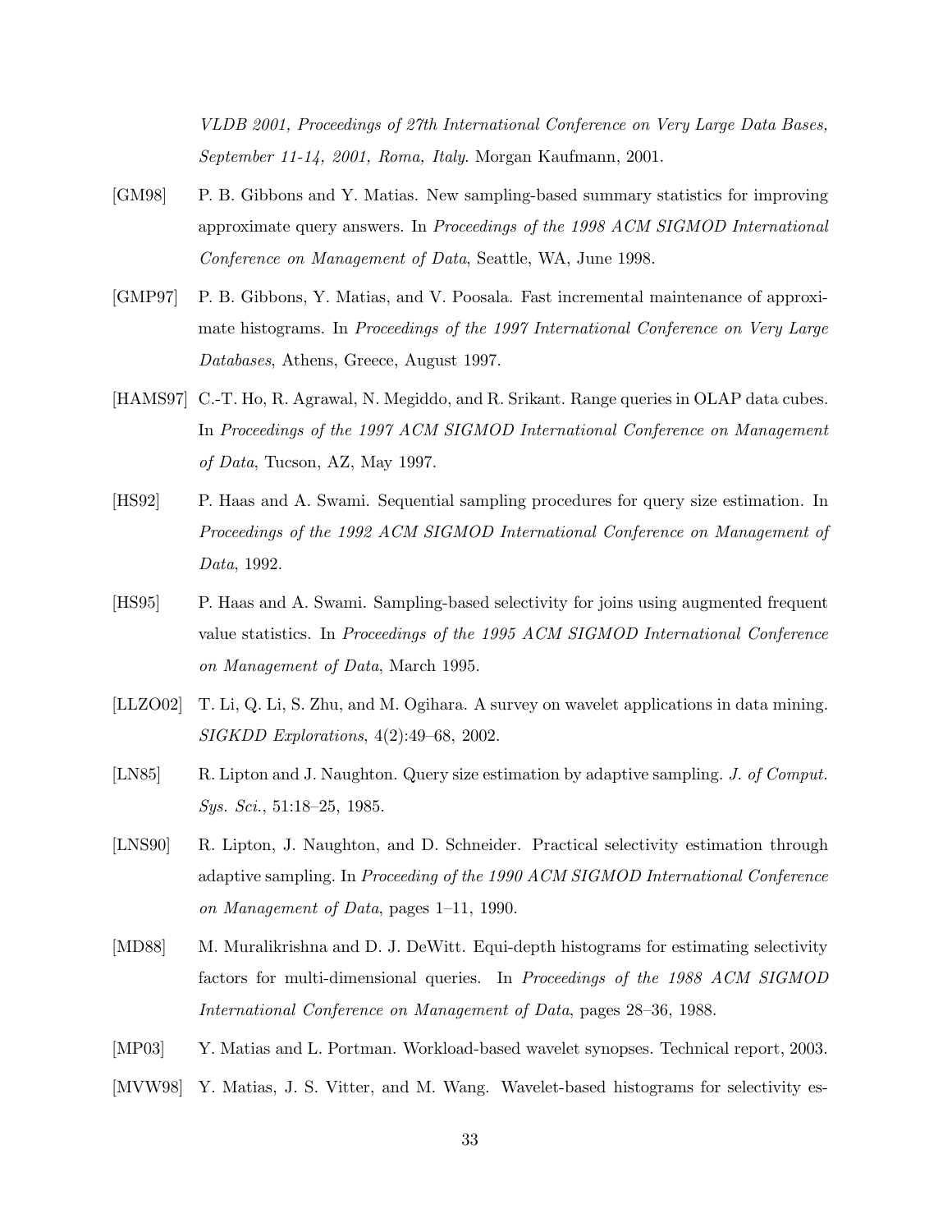*VLDB 2001, Proceedings of 27th International Conference on Very Large Data Bases, September 11-14, 2001, Roma, Italy*. Morgan Kaufmann, 2001.

[GM98] P. B. Gibbons and Y. Matias. New sampling-based summary statistics for improving approximate query answers. In *Proceedings of the 1998 ACM SIGMOD International Conference on Management of Data*, Seattle, WA, June 1998.

[GMP97] P. B. Gibbons, Y. Matias, and V. Poosala. Fast incremental maintenance of approximate histograms. In *Proceedings of the 1997 International Conference on Very Large Databases*, Athens, Greece, August 1997.

[HAMS97] C.-T. Ho, R. Agrawal, N. Megiddo, and R. Srikant. Range queries in OLAP data cubes. In *Proceedings of the 1997 ACM SIGMOD International Conference on Management of Data*, Tucson, AZ, May 1997.

[HS92] P. Haas and A. Swami. Sequential sampling procedures for query size estimation. In *Proceedings of the 1992 ACM SIGMOD International Conference on Management of Data*, 1992.

[HS95] P. Haas and A. Swami. Sampling-based selectivity for joins using augmented frequent value statistics. In *Proceedings of the 1995 ACM SIGMOD International Conference on Management of Data*, March 1995.

[LLZO02] T. Li, Q. Li, S. Zhu, and M. Ogihara. A survey on wavelet applications in data mining. *SIGKDD Explorations*, 4(2):49–68, 2002.

[LN85] R. Lipton and J. Naughton. Query size estimation by adaptive sampling. *J. of Comput. Sys. Sci.*, 51:18–25, 1985.

[LNS90] R. Lipton, J. Naughton, and D. Schneider. Practical selectivity estimation through adaptive sampling. In *Proceeding of the 1990 ACM SIGMOD International Conference on Management of Data*, pages 1–11, 1990.

[MD88] M. Muralikrishna and D. J. DeWitt. Equi-depth histograms for estimating selectivity factors for multi-dimensional queries. In *Proceedings of the 1988 ACM SIGMOD International Conference on Management of Data*, pages 28–36, 1988.

[MP03] Y. Matias and L. Portman. Workload-based wavelet synopses. Technical report, 2003.

[MVW98] Y. Matias, J. S. Vitter, and M. Wang. Wavelet-based histograms for selectivity es-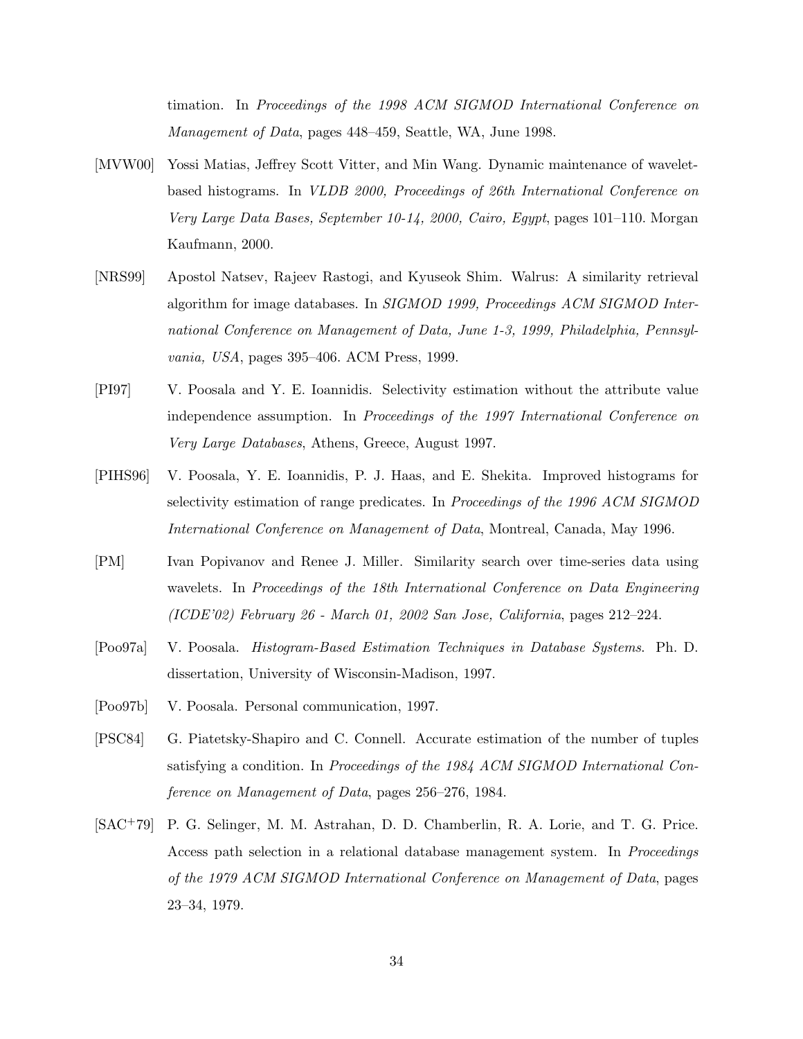timation. In *Proceedings of the 1998 ACM SIGMOD International Conference on Management of Data*, pages 448–459, Seattle, WA, June 1998.

[MVW00] Yossi Matias, Jeffrey Scott Vitter, and Min Wang. Dynamic maintenance of wavelet-based histograms. In *VLDB 2000, Proceedings of 26th International Conference on Very Large Data Bases, September 10-14, 2000, Cairo, Egypt*, pages 101–110. Morgan Kaufmann, 2000.

[NRS99] Apostol Natsev, Rajeev Rastogi, and Kyuseok Shim. Walrus: A similarity retrieval algorithm for image databases. In *SIGMOD 1999, Proceedings ACM SIGMOD International Conference on Management of Data, June 1-3, 1999, Philadelphia, Pennsylvania, USA*, pages 395–406. ACM Press, 1999.

[PI97] V. Poosala and Y. E. Ioannidis. Selectivity estimation without the attribute value independence assumption. In *Proceedings of the 1997 International Conference on Very Large Databases*, Athens, Greece, August 1997.

[PIHS96] V. Poosala, Y. E. Ioannidis, P. J. Haas, and E. Shekita. Improved histograms for selectivity estimation of range predicates. In *Proceedings of the 1996 ACM SIGMOD International Conference on Management of Data*, Montreal, Canada, May 1996.

[PM] Ivan Popivanov and Renee J. Miller. Similarity search over time-series data using wavelets. In *Proceedings of the 18th International Conference on Data Engineering (ICDE'02) February 26 - March 01, 2002 San Jose, California*, pages 212–224.

[Poo97a] V. Poosala. *Histogram-Based Estimation Techniques in Database Systems*. Ph. D. dissertation, University of Wisconsin-Madison, 1997.

[Poo97b] V. Poosala. Personal communication, 1997.

[PSC84] G. Piatetsky-Shapiro and C. Connell. Accurate estimation of the number of tuples satisfying a condition. In *Proceedings of the 1984 ACM SIGMOD International Conference on Management of Data*, pages 256–276, 1984.

[SAC+79] P. G. Selinger, M. M. Astrahan, D. D. Chamberlin, R. A. Lorie, and T. G. Price. Access path selection in a relational database management system. In *Proceedings of the 1979 ACM SIGMOD International Conference on Management of Data*, pages 23–34, 1979.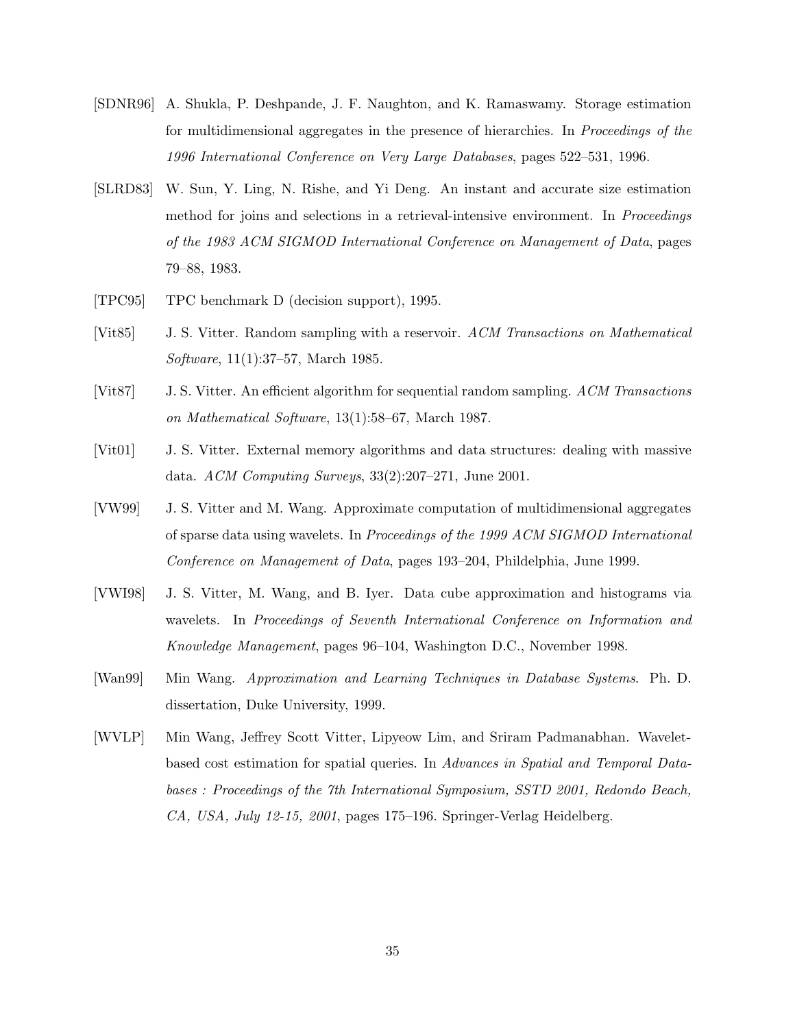[SDNR96] A. Shukla, P. Deshpande, J. F. Naughton, and K. Ramaswamy. Storage estimation for multidimensional aggregates in the presence of hierarchies. In *Proceedings of the 1996 International Conference on Very Large Databases*, pages 522–531, 1996.

[SLRD83] W. Sun, Y. Ling, N. Rishe, and Yi Deng. An instant and accurate size estimation method for joins and selections in a retrieval-intensive environment. In *Proceedings of the 1983 ACM SIGMOD International Conference on Management of Data*, pages 79–88, 1983.

[TPC95] TPC benchmark D (decision support), 1995.

[Vit85] J. S. Vitter. Random sampling with a reservoir. *ACM Transactions on Mathematical Software*, 11(1):37–57, March 1985.

[Vit87] J. S. Vitter. An efficient algorithm for sequential random sampling. *ACM Transactions on Mathematical Software*, 13(1):58–67, March 1987.

[Vit01] J. S. Vitter. External memory algorithms and data structures: dealing with massive data. *ACM Computing Surveys*, 33(2):207–271, June 2001.

[VW99] J. S. Vitter and M. Wang. Approximate computation of multidimensional aggregates of sparse data using wavelets. In *Proceedings of the 1999 ACM SIGMOD International Conference on Management of Data*, pages 193–204, Phildelphia, June 1999.

[VWI98] J. S. Vitter, M. Wang, and B. Iyer. Data cube approximation and histograms via wavelets. In *Proceedings of Seventh International Conference on Information and Knowledge Management*, pages 96–104, Washington D.C., November 1998.

[Wan99] Min Wang. *Approximation and Learning Techniques in Database Systems*. Ph. D. dissertation, Duke University, 1999.

[WVLP] Min Wang, Jeffrey Scott Vitter, Lipyeow Lim, and Sriram Padmanabhan. Wavelet-based cost estimation for spatial queries. In *Advances in Spatial and Temporal Databases : Proceedings of the 7th International Symposium, SSTD 2001, Redondo Beach, CA, USA, July 12-15, 2001*, pages 175–196. Springer-Verlag Heidelberg.